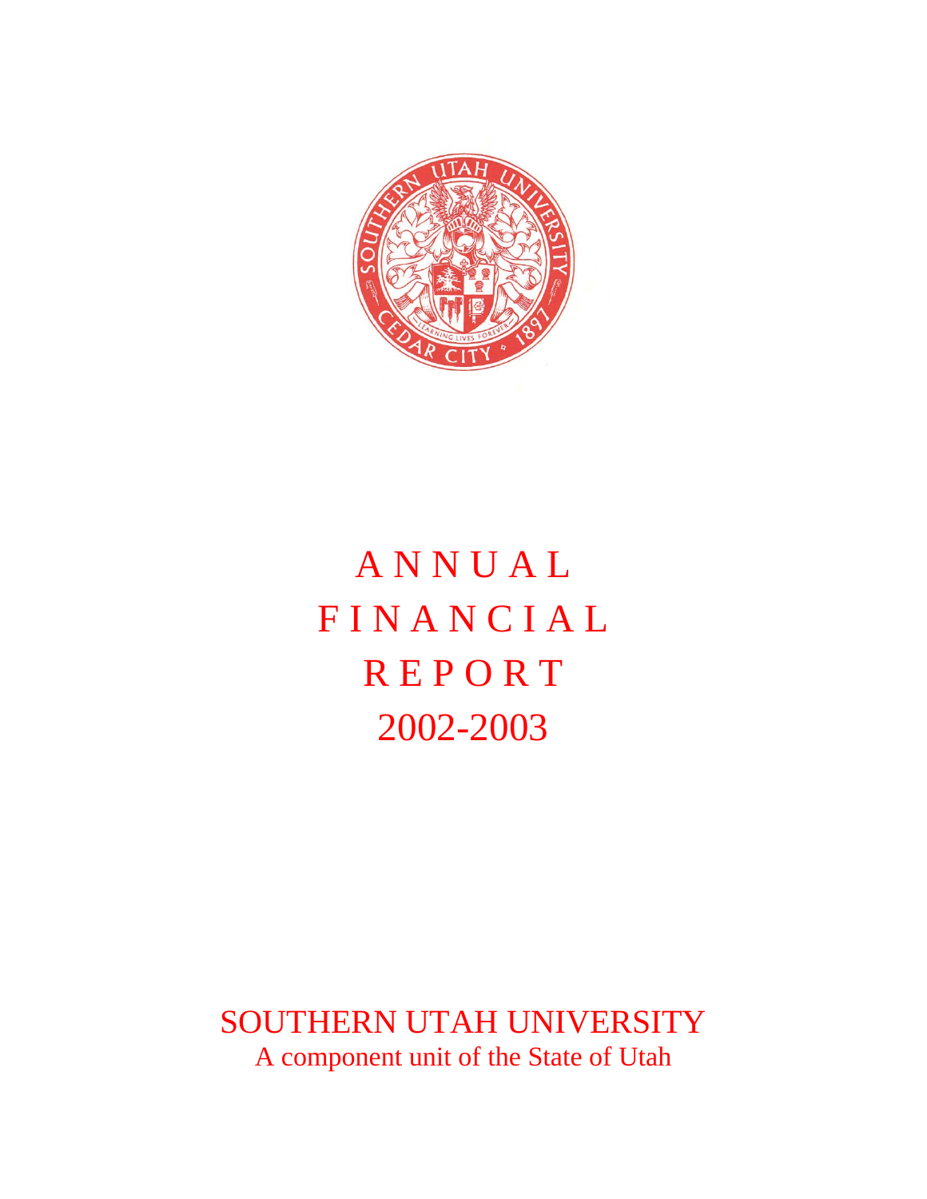# ANNUAL FINANCIAL REPORT 2002-2003

## SOUTHERN UTAH UNIVERSITY

A component unit of the State of Utah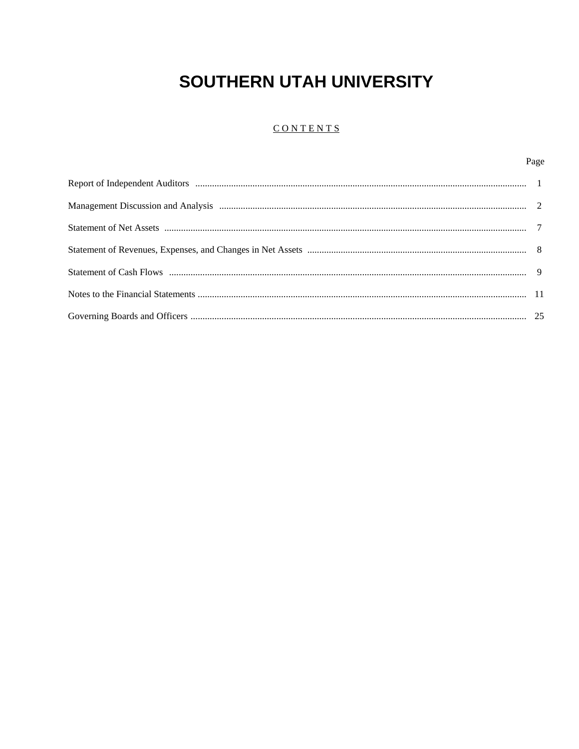# SOUTHERN UTAH UNIVERSITY

## CONTENTS

| | Page |
|---|---|
| Report of Independent Auditors | 1 |
| Management Discussion and Analysis | 2 |
| Statement of Net Assets | 7 |
| Statement of Revenues, Expenses, and Changes in Net Assets | 8 |
| Statement of Cash Flows | 9 |
| Notes to the Financial Statements | 11 |
| Governing Boards and Officers | 25 |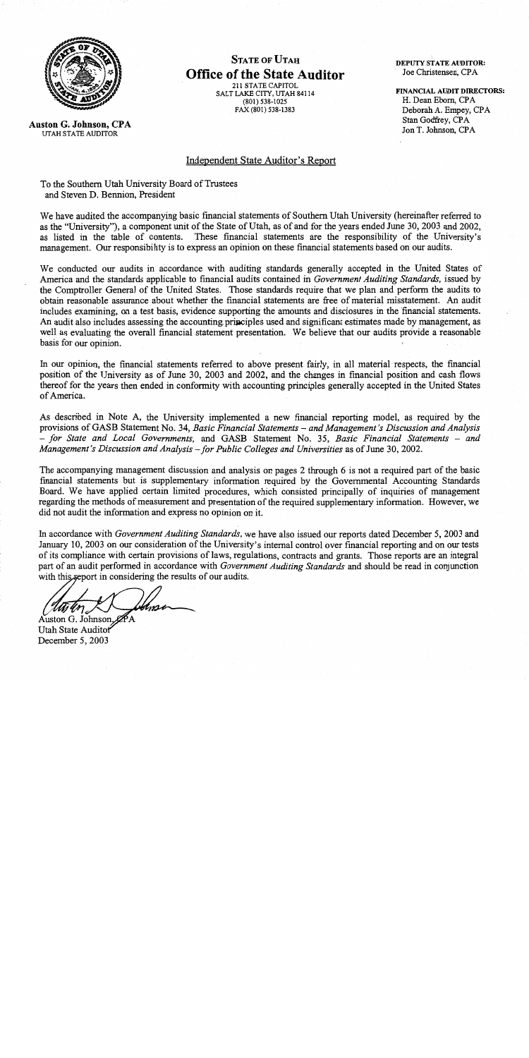**STATE OF UTAH**

# Office of the State Auditor

211 STATE CAPITOL
SALT LAKE CITY, UTAH 84114
(801) 538-1025
FAX (801) 538-1383

**Auston G. Johnson, CPA**
UTAH STATE AUDITOR

**DEPUTY STATE AUDITOR:**
Joe Christensen, CPA

**FINANCIAL AUDIT DIRECTORS:**
H. Dean Eborn, CPA
Deborah A. Empey, CPA
Stan Godfrey, CPA
Jon T. Johnson, CPA

## Independent State Auditor's Report

To the Southern Utah University Board of Trustees
and Steven D. Bennion, President

We have audited the accompanying basic financial statements of Southern Utah University (hereinafter referred to as the "University"), a component unit of the State of Utah, as of and for the years ended June 30, 2003 and 2002, as listed in the table of contents. These financial statements are the responsibility of the University's management. Our responsibility is to express an opinion on these financial statements based on our audits.

We conducted our audits in accordance with auditing standards generally accepted in the United States of America and the standards applicable to financial audits contained in *Government Auditing Standards,* issued by the Comptroller General of the United States. Those standards require that we plan and perform the audits to obtain reasonable assurance about whether the financial statements are free of material misstatement. An audit includes examining, on a test basis, evidence supporting the amounts and disclosures in the financial statements. An audit also includes assessing the accounting principles used and significant estimates made by management, as well as evaluating the overall financial statement presentation. We believe that our audits provide a reasonable basis for our opinion.

In our opinion, the financial statements referred to above present fairly, in all material respects, the financial position of the University as of June 30, 2003 and 2002, and the changes in financial position and cash flows thereof for the years then ended in conformity with accounting principles generally accepted in the United States of America.

As described in Note A, the University implemented a new financial reporting model, as required by the provisions of GASB Statement No. 34, *Basic Financial Statements – and Management's Discussion and Analysis – for State and Local Governments,* and GASB Statement No. 35, *Basic Financial Statements – and Management's Discussion and Analysis – for Public Colleges and Universities* as of June 30, 2002.

The accompanying management discussion and analysis on pages 2 through 6 is not a required part of the basic financial statements but is supplementary information required by the Governmental Accounting Standards Board. We have applied certain limited procedures, which consisted principally of inquiries of management regarding the methods of measurement and presentation of the required supplementary information. However, we did not audit the information and express no opinion on it.

In accordance with *Government Auditing Standards,* we have also issued our reports dated December 5, 2003 and January 10, 2003 on our consideration of the University's internal control over financial reporting and on our tests of its compliance with certain provisions of laws, regulations, contracts and grants. Those reports are an integral part of an audit performed in accordance with *Government Auditing Standards* and should be read in conjunction with this report in considering the results of our audits.

Auston G. Johnson, CPA
Utah State Auditor
December 5, 2003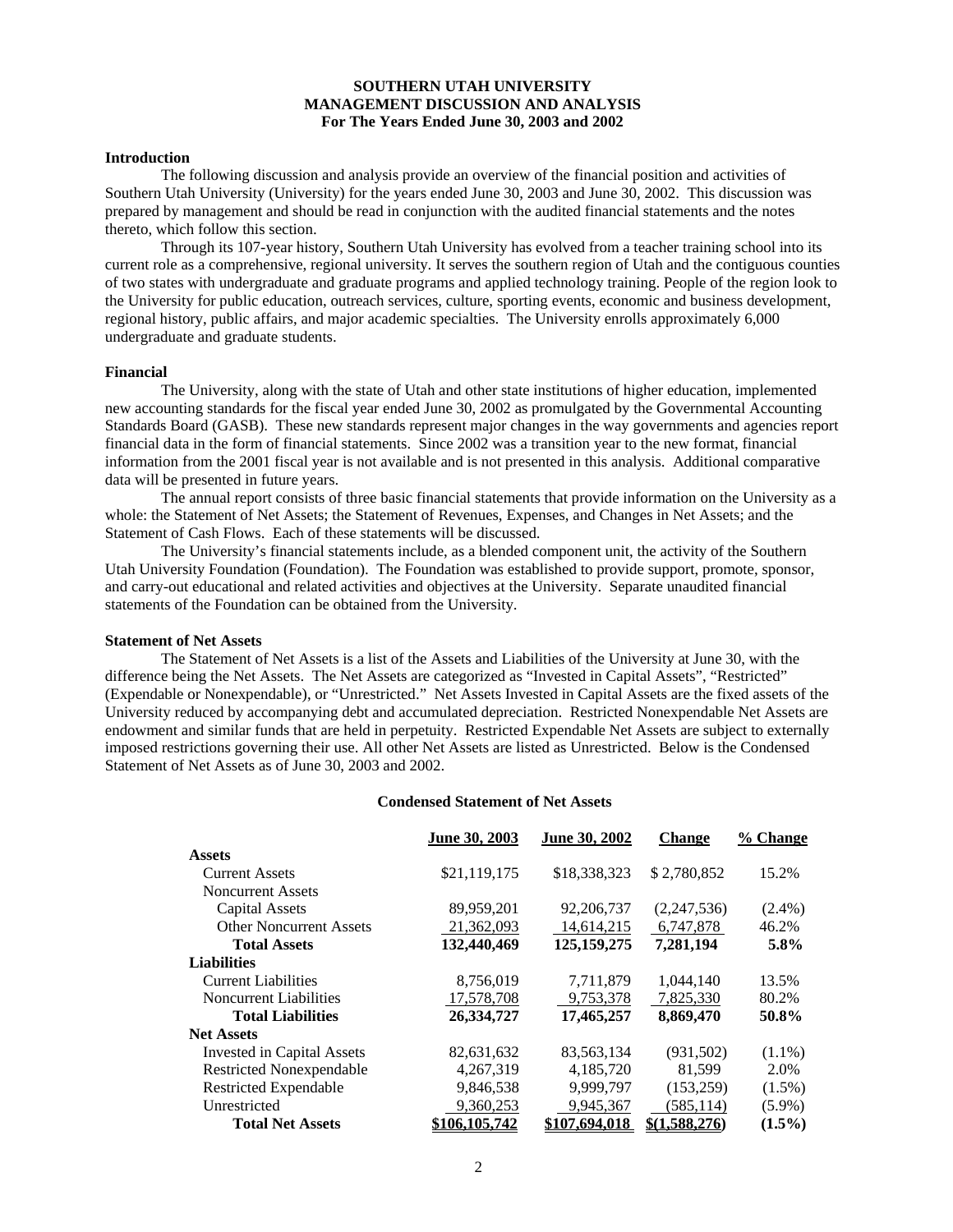# SOUTHERN UTAH UNIVERSITY
## MANAGEMENT DISCUSSION AND ANALYSIS
### For The Years Ended June 30, 2003 and 2002

**Introduction**

The following discussion and analysis provide an overview of the financial position and activities of Southern Utah University (University) for the years ended June 30, 2003 and June 30, 2002. This discussion was prepared by management and should be read in conjunction with the audited financial statements and the notes thereto, which follow this section.

Through its 107-year history, Southern Utah University has evolved from a teacher training school into its current role as a comprehensive, regional university. It serves the southern region of Utah and the contiguous counties of two states with undergraduate and graduate programs and applied technology training. People of the region look to the University for public education, outreach services, culture, sporting events, economic and business development, regional history, public affairs, and major academic specialties. The University enrolls approximately 6,000 undergraduate and graduate students.

**Financial**

The University, along with the state of Utah and other state institutions of higher education, implemented new accounting standards for the fiscal year ended June 30, 2002 as promulgated by the Governmental Accounting Standards Board (GASB). These new standards represent major changes in the way governments and agencies report financial data in the form of financial statements. Since 2002 was a transition year to the new format, financial information from the 2001 fiscal year is not available and is not presented in this analysis. Additional comparative data will be presented in future years.

The annual report consists of three basic financial statements that provide information on the University as a whole: the Statement of Net Assets; the Statement of Revenues, Expenses, and Changes in Net Assets; and the Statement of Cash Flows. Each of these statements will be discussed.

The University's financial statements include, as a blended component unit, the activity of the Southern Utah University Foundation (Foundation). The Foundation was established to provide support, promote, sponsor, and carry-out educational and related activities and objectives at the University. Separate unaudited financial statements of the Foundation can be obtained from the University.

**Statement of Net Assets**

The Statement of Net Assets is a list of the Assets and Liabilities of the University at June 30, with the difference being the Net Assets. The Net Assets are categorized as "Invested in Capital Assets", "Restricted" (Expendable or Nonexpendable), or "Unrestricted." Net Assets Invested in Capital Assets are the fixed assets of the University reduced by accompanying debt and accumulated depreciation. Restricted Nonexpendable Net Assets are endowment and similar funds that are held in perpetuity. Restricted Expendable Net Assets are subject to externally imposed restrictions governing their use. All other Net Assets are listed as Unrestricted. Below is the Condensed Statement of Net Assets as of June 30, 2003 and 2002.

**Condensed Statement of Net Assets**

| | June 30, 2003 | June 30, 2002 | Change | % Change |
|---|---|---|---|---|
| **Assets** | | | | |
| Current Assets | $21,119,175 | $18,338,323 | $ 2,780,852 | 15.2% |
| Noncurrent Assets | | | | |
| Capital Assets | 89,959,201 | 92,206,737 | (2,247,536) | (2.4%) |
| Other Noncurrent Assets | 21,362,093 | 14,614,215 | 6,747,878 | 46.2% |
| **Total Assets** | **132,440,469** | **125,159,275** | **7,281,194** | **5.8%** |
| **Liabilities** | | | | |
| Current Liabilities | 8,756,019 | 7,711,879 | 1,044,140 | 13.5% |
| Noncurrent Liabilities | 17,578,708 | 9,753,378 | 7,825,330 | 80.2% |
| **Total Liabilities** | **26,334,727** | **17,465,257** | **8,869,470** | **50.8%** |
| **Net Assets** | | | | |
| Invested in Capital Assets | 82,631,632 | 83,563,134 | (931,502) | (1.1%) |
| Restricted Nonexpendable | 4,267,319 | 4,185,720 | 81,599 | 2.0% |
| Restricted Expendable | 9,846,538 | 9,999,797 | (153,259) | (1.5%) |
| Unrestricted | 9,360,253 | 9,945,367 | (585,114) | (5.9%) |
| **Total Net Assets** | **$106,105,742** | **$107,694,018** | **$(1,588,276)** | **(1.5%)** |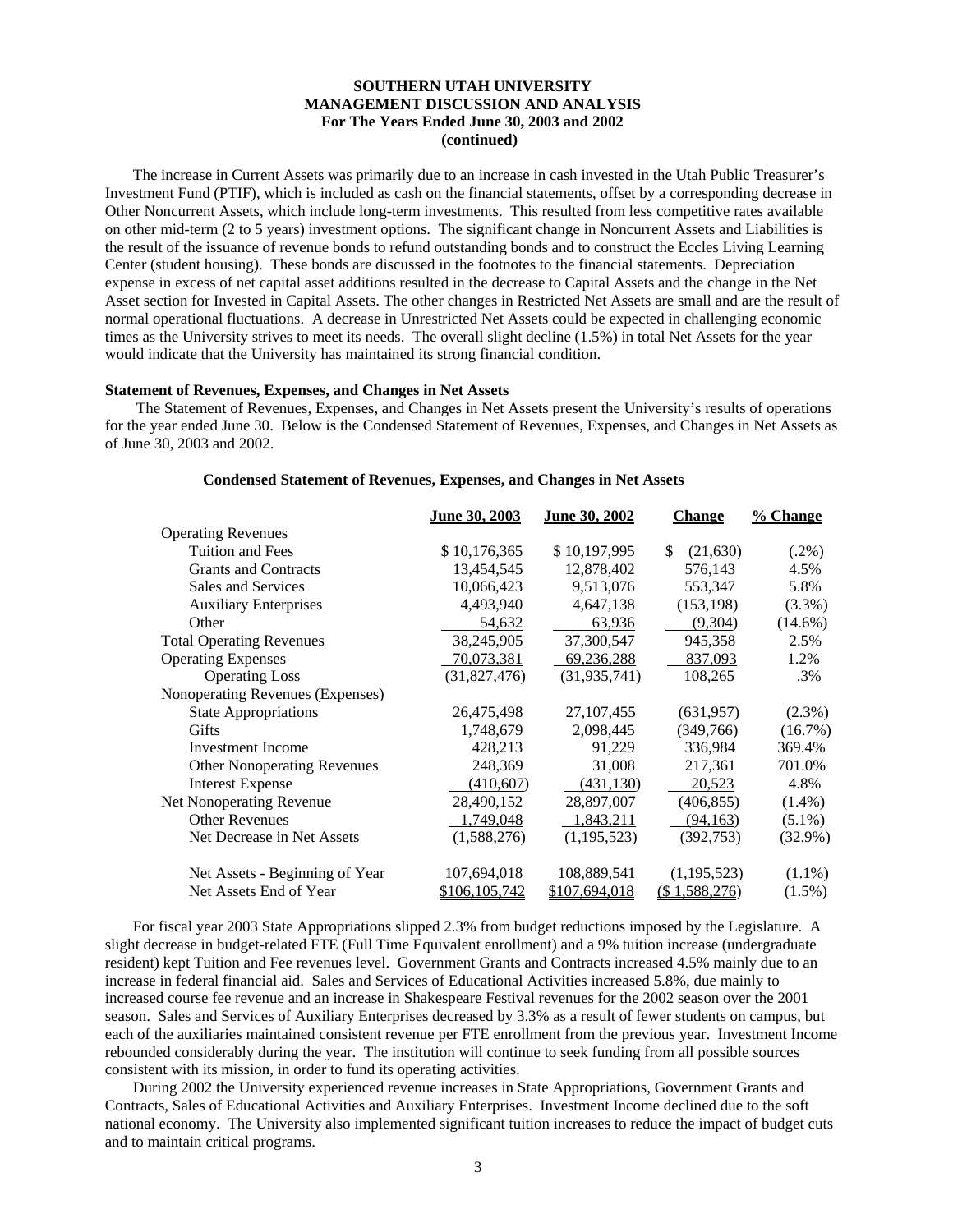**SOUTHERN UTAH UNIVERSITY**
**MANAGEMENT DISCUSSION AND ANALYSIS**
**For The Years Ended June 30, 2003 and 2002**
**(continued)**

The increase in Current Assets was primarily due to an increase in cash invested in the Utah Public Treasurer's Investment Fund (PTIF), which is included as cash on the financial statements, offset by a corresponding decrease in Other Noncurrent Assets, which include long-term investments. This resulted from less competitive rates available on other mid-term (2 to 5 years) investment options. The significant change in Noncurrent Assets and Liabilities is the result of the issuance of revenue bonds to refund outstanding bonds and to construct the Eccles Living Learning Center (student housing). These bonds are discussed in the footnotes to the financial statements. Depreciation expense in excess of net capital asset additions resulted in the decrease to Capital Assets and the change in the Net Asset section for Invested in Capital Assets. The other changes in Restricted Net Assets are small and are the result of normal operational fluctuations. A decrease in Unrestricted Net Assets could be expected in challenging economic times as the University strives to meet its needs. The overall slight decline (1.5%) in total Net Assets for the year would indicate that the University has maintained its strong financial condition.

**Statement of Revenues, Expenses, and Changes in Net Assets**

The Statement of Revenues, Expenses, and Changes in Net Assets present the University's results of operations for the year ended June 30. Below is the Condensed Statement of Revenues, Expenses, and Changes in Net Assets as of June 30, 2003 and 2002.

**Condensed Statement of Revenues, Expenses, and Changes in Net Assets**

| | June 30, 2003 | June 30, 2002 | Change | % Change |
|---|---|---|---|---|
| Operating Revenues | | | | |
| Tuition and Fees | $ 10,176,365 | $ 10,197,995 | $ (21,630) | (.2%) |
| Grants and Contracts | 13,454,545 | 12,878,402 | 576,143 | 4.5% |
| Sales and Services | 10,066,423 | 9,513,076 | 553,347 | 5.8% |
| Auxiliary Enterprises | 4,493,940 | 4,647,138 | (153,198) | (3.3%) |
| Other | 54,632 | 63,936 | (9,304) | (14.6%) |
| Total Operating Revenues | 38,245,905 | 37,300,547 | 945,358 | 2.5% |
| Operating Expenses | 70,073,381 | 69,236,288 | 837,093 | 1.2% |
| Operating Loss | (31,827,476) | (31,935,741) | 108,265 | .3% |
| Nonoperating Revenues (Expenses) | | | | |
| State Appropriations | 26,475,498 | 27,107,455 | (631,957) | (2.3%) |
| Gifts | 1,748,679 | 2,098,445 | (349,766) | (16.7%) |
| Investment Income | 428,213 | 91,229 | 336,984 | 369.4% |
| Other Nonoperating Revenues | 248,369 | 31,008 | 217,361 | 701.0% |
| Interest Expense | (410,607) | (431,130) | 20,523 | 4.8% |
| Net Nonoperating Revenue | 28,490,152 | 28,897,007 | (406,855) | (1.4%) |
| Other Revenues | 1,749,048 | 1,843,211 | (94,163) | (5.1%) |
| Net Decrease in Net Assets | (1,588,276) | (1,195,523) | (392,753) | (32.9%) |
| Net Assets - Beginning of Year | 107,694,018 | 108,889,541 | (1,195,523) | (1.1%) |
| Net Assets End of Year | $106,105,742 | $107,694,018 | ($ 1,588,276) | (1.5%) |

For fiscal year 2003 State Appropriations slipped 2.3% from budget reductions imposed by the Legislature. A slight decrease in budget-related FTE (Full Time Equivalent enrollment) and a 9% tuition increase (undergraduate resident) kept Tuition and Fee revenues level. Government Grants and Contracts increased 4.5% mainly due to an increase in federal financial aid. Sales and Services of Educational Activities increased 5.8%, due mainly to increased course fee revenue and an increase in Shakespeare Festival revenues for the 2002 season over the 2001 season. Sales and Services of Auxiliary Enterprises decreased by 3.3% as a result of fewer students on campus, but each of the auxiliaries maintained consistent revenue per FTE enrollment from the previous year. Investment Income rebounded considerably during the year. The institution will continue to seek funding from all possible sources consistent with its mission, in order to fund its operating activities.

During 2002 the University experienced revenue increases in State Appropriations, Government Grants and Contracts, Sales of Educational Activities and Auxiliary Enterprises. Investment Income declined due to the soft national economy. The University also implemented significant tuition increases to reduce the impact of budget cuts and to maintain critical programs.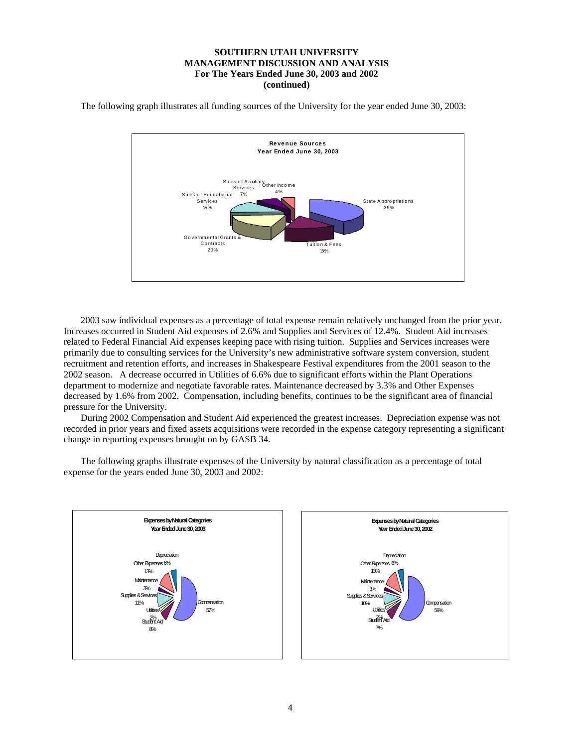**SOUTHERN UTAH UNIVERSITY**
**MANAGEMENT DISCUSSION AND ANALYSIS**
**For The Years Ended June 30, 2003 and 2002**
**(continued)**

The following graph illustrates all funding sources of the University for the year ended June 30, 2003:

**Revenue Sources**
**Year Ended June 30, 2003**

| Source | Percentage |
|---|---|
| State Appropriations | 39% |
| Tuition & Fees | 15% |
| Governmental Grants & Contracts | 20% |
| Sales of Educational Services | 15% |
| Sales of Auxiliary Services | 7% |
| Other Income | 4% |

2003 saw individual expenses as a percentage of total expense remain relatively unchanged from the prior year. Increases occurred in Student Aid expenses of 2.6% and Supplies and Services of 12.4%. Student Aid increases related to Federal Financial Aid expenses keeping pace with rising tuition. Supplies and Services increases were primarily due to consulting services for the University's new administrative software system conversion, student recruitment and retention efforts, and increases in Shakespeare Festival expenditures from the 2001 season to the 2002 season. A decrease occurred in Utilities of 6.6% due to significant efforts within the Plant Operations department to modernize and negotiate favorable rates. Maintenance decreased by 3.3% and Other Expenses decreased by 1.6% from 2002. Compensation, including benefits, continues to be the significant area of financial pressure for the University.

During 2002 Compensation and Student Aid experienced the greatest increases. Depreciation expense was not recorded in prior years and fixed assets acquisitions were recorded in the expense category representing a significant change in reporting expenses brought on by GASB 34.

The following graphs illustrate expenses of the University by natural classification as a percentage of total expense for the years ended June 30, 2003 and 2002:

**Expenses by Natural Categories**
**Year Ended June 30, 2003**

| Category | Percentage |
|---|---|
| Compensation | 57% |
| Student Aid | 8% |
| Utilities | 2% |
| Supplies & Services | 11% |
| Maintenance | 3% |
| Other Expenses | 13% |
| Depreciation | 6% |

**Expenses by Natural Categories**
**Year Ended June 30, 2002**

| Category | Percentage |
|---|---|
| Compensation | 59% |
| Student Aid | 7% |
| Utilities | 2% |
| Supplies & Services | 10% |
| Maintenance | 3% |
| Other Expenses | 13% |
| Depreciation | 6% |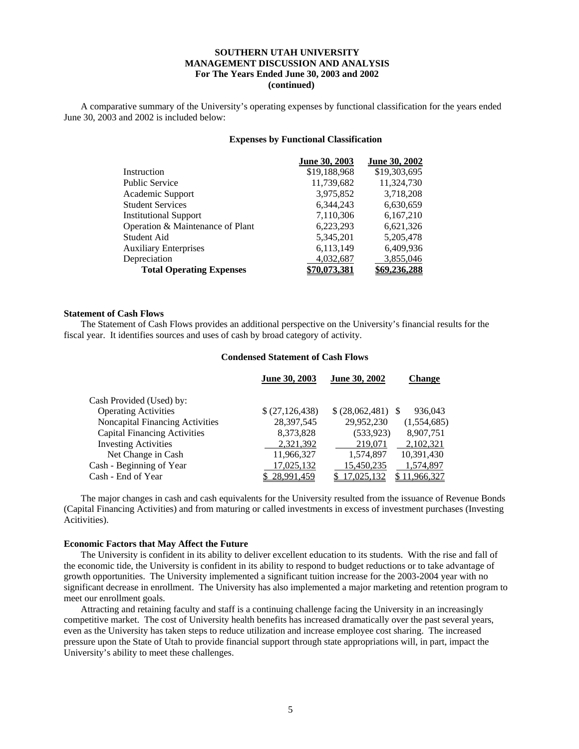# SOUTHERN UTAH UNIVERSITY
## MANAGEMENT DISCUSSION AND ANALYSIS
### For The Years Ended June 30, 2003 and 2002
### (continued)

A comparative summary of the University's operating expenses by functional classification for the years ended June 30, 2003 and 2002 is included below:

**Expenses by Functional Classification**

| | June 30, 2003 | June 30, 2002 |
|---|---|---|
| Instruction | $19,188,968 | $19,303,695 |
| Public Service | 11,739,682 | 11,324,730 |
| Academic Support | 3,975,852 | 3,718,208 |
| Student Services | 6,344,243 | 6,630,659 |
| Institutional Support | 7,110,306 | 6,167,210 |
| Operation & Maintenance of Plant | 6,223,293 | 6,621,326 |
| Student Aid | 5,345,201 | 5,205,478 |
| Auxiliary Enterprises | 6,113,149 | 6,409,936 |
| Depreciation | 4,032,687 | 3,855,046 |
| **Total Operating Expenses** | **$70,073,381** | **$69,236,288** |

**Statement of Cash Flows**

The Statement of Cash Flows provides an additional perspective on the University's financial results for the fiscal year. It identifies sources and uses of cash by broad category of activity.

**Condensed Statement of Cash Flows**

| | June 30, 2003 | June 30, 2002 | Change |
|---|---|---|---|
| Cash Provided (Used) by: | | | |
| Operating Activities | $ (27,126,438) | $ (28,062,481) | $ 936,043 |
| Noncapital Financing Activities | 28,397,545 | 29,952,230 | (1,554,685) |
| Capital Financing Activities | 8,373,828 | (533,923) | 8,907,751 |
| Investing Activities | 2,321,392 | 219,071 | 2,102,321 |
| Net Change in Cash | 11,966,327 | 1,574,897 | 10,391,430 |
| Cash - Beginning of Year | 17,025,132 | 15,450,235 | 1,574,897 |
| Cash - End of Year | $ 28,991,459 | $ 17,025,132 | $ 11,966,327 |

The major changes in cash and cash equivalents for the University resulted from the issuance of Revenue Bonds (Capital Financing Activities) and from maturing or called investments in excess of investment purchases (Investing Acitivities).

**Economic Factors that May Affect the Future**

The University is confident in its ability to deliver excellent education to its students. With the rise and fall of the economic tide, the University is confident in its ability to respond to budget reductions or to take advantage of growth opportunities. The University implemented a significant tuition increase for the 2003-2004 year with no significant decrease in enrollment. The University has also implemented a major marketing and retention program to meet our enrollment goals.

Attracting and retaining faculty and staff is a continuing challenge facing the University in an increasingly competitive market. The cost of University health benefits has increased dramatically over the past several years, even as the University has taken steps to reduce utilization and increase employee cost sharing. The increased pressure upon the State of Utah to provide financial support through state appropriations will, in part, impact the University's ability to meet these challenges.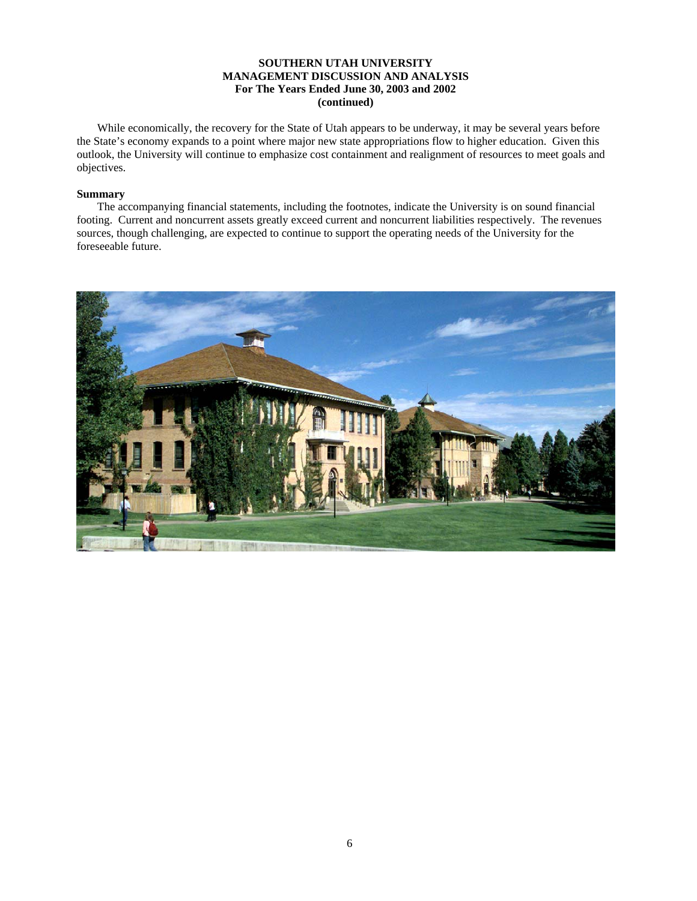While economically, the recovery for the State of Utah appears to be underway, it may be several years before the State's economy expands to a point where major new state appropriations flow to higher education. Given this outlook, the University will continue to emphasize cost containment and realignment of resources to meet goals and objectives.

**Summary**

The accompanying financial statements, including the footnotes, indicate the University is on sound financial footing. Current and noncurrent assets greatly exceed current and noncurrent liabilities respectively. The revenues sources, though challenging, are expected to continue to support the operating needs of the University for the foreseeable future.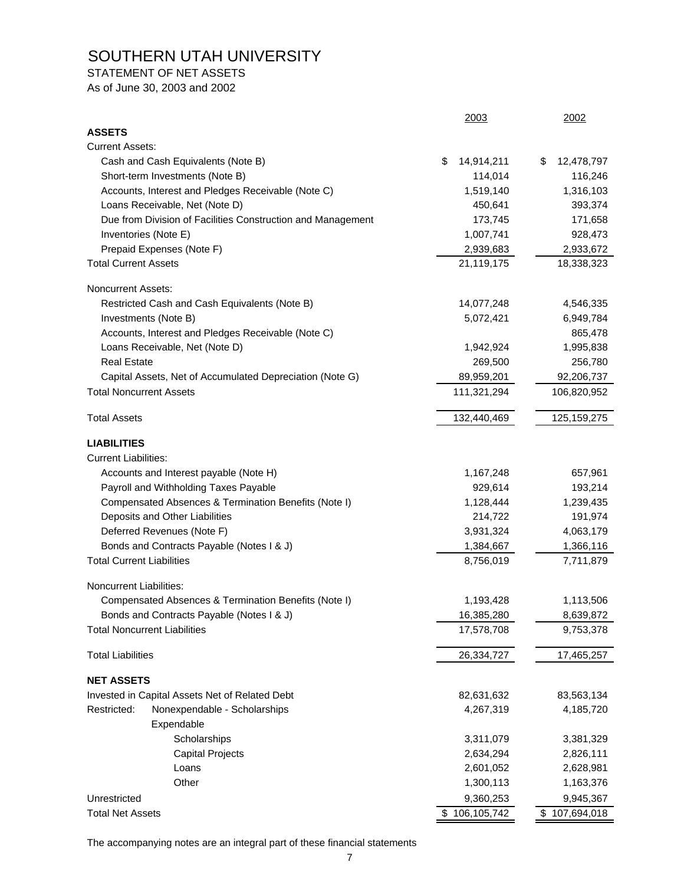# SOUTHERN UTAH UNIVERSITY

STATEMENT OF NET ASSETS

As of June 30, 2003 and 2002

| | 2003 | 2002 |
|---|---|---|
| **ASSETS** | | |
| Current Assets: | | |
| Cash and Cash Equivalents (Note B) | $ 14,914,211 | $ 12,478,797 |
| Short-term Investments (Note B) | 114,014 | 116,246 |
| Accounts, Interest and Pledges Receivable (Note C) | 1,519,140 | 1,316,103 |
| Loans Receivable, Net (Note D) | 450,641 | 393,374 |
| Due from Division of Facilities Construction and Management | 173,745 | 171,658 |
| Inventories (Note E) | 1,007,741 | 928,473 |
| Prepaid Expenses (Note F) | 2,939,683 | 2,933,672 |
| Total Current Assets | 21,119,175 | 18,338,323 |
| Noncurrent Assets: | | |
| Restricted Cash and Cash Equivalents (Note B) | 14,077,248 | 4,546,335 |
| Investments (Note B) | 5,072,421 | 6,949,784 |
| Accounts, Interest and Pledges Receivable (Note C) | | 865,478 |
| Loans Receivable, Net (Note D) | 1,942,924 | 1,995,838 |
| Real Estate | 269,500 | 256,780 |
| Capital Assets, Net of Accumulated Depreciation (Note G) | 89,959,201 | 92,206,737 |
| Total Noncurrent Assets | 111,321,294 | 106,820,952 |
| Total Assets | 132,440,469 | 125,159,275 |
| **LIABILITIES** | | |
| Current Liabilities: | | |
| Accounts and Interest payable (Note H) | 1,167,248 | 657,961 |
| Payroll and Withholding Taxes Payable | 929,614 | 193,214 |
| Compensated Absences & Termination Benefits (Note I) | 1,128,444 | 1,239,435 |
| Deposits and Other Liabilities | 214,722 | 191,974 |
| Deferred Revenues (Note F) | 3,931,324 | 4,063,179 |
| Bonds and Contracts Payable (Notes I & J) | 1,384,667 | 1,366,116 |
| Total Current Liabilities | 8,756,019 | 7,711,879 |
| Noncurrent Liabilities: | | |
| Compensated Absences & Termination Benefits (Note I) | 1,193,428 | 1,113,506 |
| Bonds and Contracts Payable (Notes I & J) | 16,385,280 | 8,639,872 |
| Total Noncurrent Liabilities | 17,578,708 | 9,753,378 |
| Total Liabilities | 26,334,727 | 17,465,257 |
| **NET ASSETS** | | |
| Invested in Capital Assets Net of Related Debt | 82,631,632 | 83,563,134 |
| Restricted: Nonexpendable - Scholarships | 4,267,319 | 4,185,720 |
| Expendable | | |
| Scholarships | 3,311,079 | 3,381,329 |
| Capital Projects | 2,634,294 | 2,826,111 |
| Loans | 2,601,052 | 2,628,981 |
| Other | 1,300,113 | 1,163,376 |
| Unrestricted | 9,360,253 | 9,945,367 |
| Total Net Assets | $ 106,105,742 | $ 107,694,018 |

The accompanying notes are an integral part of these financial statements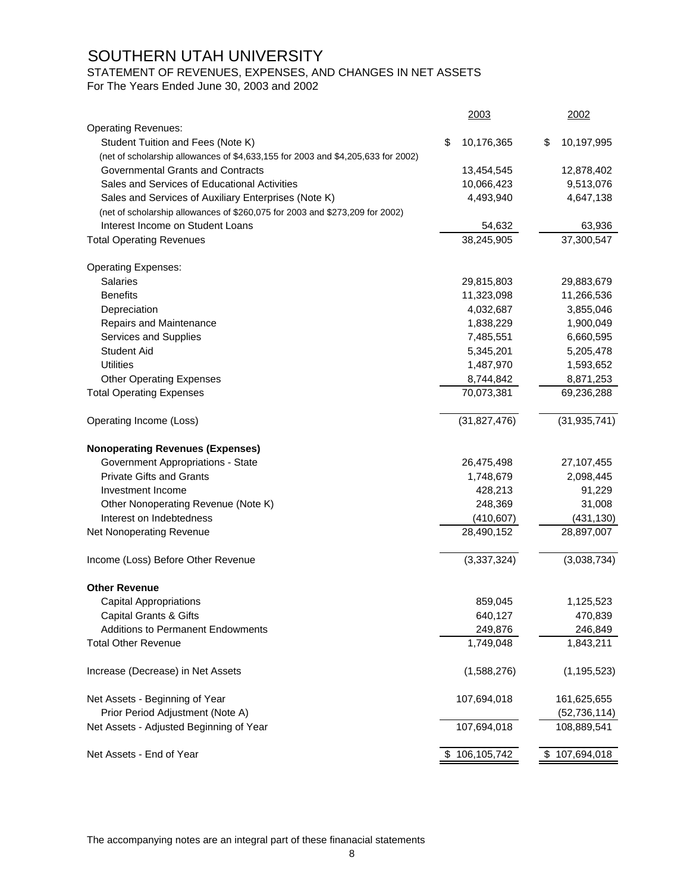# SOUTHERN UTAH UNIVERSITY

## STATEMENT OF REVENUES, EXPENSES, AND CHANGES IN NET ASSETS

For The Years Ended June 30, 2003 and 2002

| | 2003 | 2002 |
|---|---|---|
| Operating Revenues: | | |
| Student Tuition and Fees (Note K) | $ 10,176,365 | $ 10,197,995 |
| (net of scholarship allowances of $4,633,155 for 2003 and $4,205,633 for 2002) | | |
| Governmental Grants and Contracts | 13,454,545 | 12,878,402 |
| Sales and Services of Educational Activities | 10,066,423 | 9,513,076 |
| Sales and Services of Auxiliary Enterprises (Note K) | 4,493,940 | 4,647,138 |
| (net of scholarship allowances of $260,075 for 2003 and $273,209 for 2002) | | |
| Interest Income on Student Loans | 54,632 | 63,936 |
| Total Operating Revenues | 38,245,905 | 37,300,547 |
| | | |
| Operating Expenses: | | |
| Salaries | 29,815,803 | 29,883,679 |
| Benefits | 11,323,098 | 11,266,536 |
| Depreciation | 4,032,687 | 3,855,046 |
| Repairs and Maintenance | 1,838,229 | 1,900,049 |
| Services and Supplies | 7,485,551 | 6,660,595 |
| Student Aid | 5,345,201 | 5,205,478 |
| Utilities | 1,487,970 | 1,593,652 |
| Other Operating Expenses | 8,744,842 | 8,871,253 |
| Total Operating Expenses | 70,073,381 | 69,236,288 |
| | | |
| Operating Income (Loss) | (31,827,476) | (31,935,741) |
| | | |
| **Nonoperating Revenues (Expenses)** | | |
| Government Appropriations - State | 26,475,498 | 27,107,455 |
| Private Gifts and Grants | 1,748,679 | 2,098,445 |
| Investment Income | 428,213 | 91,229 |
| Other Nonoperating Revenue (Note K) | 248,369 | 31,008 |
| Interest on Indebtedness | (410,607) | (431,130) |
| Net Nonoperating Revenue | 28,490,152 | 28,897,007 |
| | | |
| Income (Loss) Before Other Revenue | (3,337,324) | (3,038,734) |
| | | |
| **Other Revenue** | | |
| Capital Appropriations | 859,045 | 1,125,523 |
| Capital Grants & Gifts | 640,127 | 470,839 |
| Additions to Permanent Endowments | 249,876 | 246,849 |
| Total Other Revenue | 1,749,048 | 1,843,211 |
| | | |
| Increase (Decrease) in Net Assets | (1,588,276) | (1,195,523) |
| | | |
| Net Assets - Beginning of Year | 107,694,018 | 161,625,655 |
| Prior Period Adjustment (Note A) | | (52,736,114) |
| Net Assets - Adjusted Beginning of Year | 107,694,018 | 108,889,541 |
| | | |
| Net Assets - End of Year | $ 106,105,742 | $ 107,694,018 |

The accompanying notes are an integral part of these finanacial statements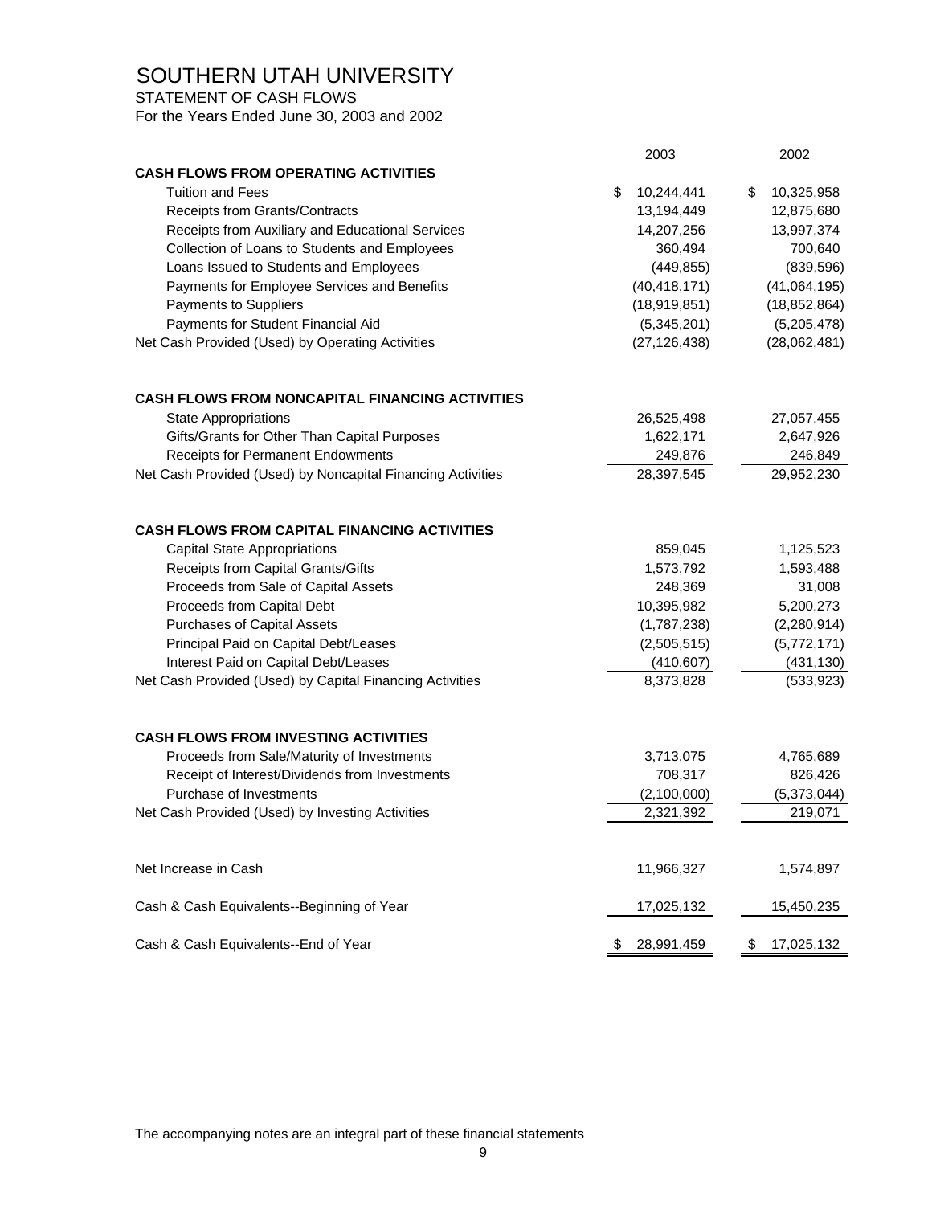# SOUTHERN UTAH UNIVERSITY

STATEMENT OF CASH FLOWS

For the Years Ended June 30, 2003 and 2002

| | 2003 | 2002 |
|---|---|---|
| **CASH FLOWS FROM OPERATING ACTIVITIES** | | |
| Tuition and Fees | $ 10,244,441 | $ 10,325,958 |
| Receipts from Grants/Contracts | 13,194,449 | 12,875,680 |
| Receipts from Auxiliary and Educational Services | 14,207,256 | 13,997,374 |
| Collection of Loans to Students and Employees | 360,494 | 700,640 |
| Loans Issued to Students and Employees | (449,855) | (839,596) |
| Payments for Employee Services and Benefits | (40,418,171) | (41,064,195) |
| Payments to Suppliers | (18,919,851) | (18,852,864) |
| Payments for Student Financial Aid | (5,345,201) | (5,205,478) |
| Net Cash Provided (Used) by Operating Activities | (27,126,438) | (28,062,481) |
| | | |
| **CASH FLOWS FROM NONCAPITAL FINANCING ACTIVITIES** | | |
| State Appropriations | 26,525,498 | 27,057,455 |
| Gifts/Grants for Other Than Capital Purposes | 1,622,171 | 2,647,926 |
| Receipts for Permanent Endowments | 249,876 | 246,849 |
| Net Cash Provided (Used) by Noncapital Financing Activities | 28,397,545 | 29,952,230 |
| | | |
| **CASH FLOWS FROM CAPITAL FINANCING ACTIVITIES** | | |
| Capital State Appropriations | 859,045 | 1,125,523 |
| Receipts from Capital Grants/Gifts | 1,573,792 | 1,593,488 |
| Proceeds from Sale of Capital Assets | 248,369 | 31,008 |
| Proceeds from Capital Debt | 10,395,982 | 5,200,273 |
| Purchases of Capital Assets | (1,787,238) | (2,280,914) |
| Principal Paid on Capital Debt/Leases | (2,505,515) | (5,772,171) |
| Interest Paid on Capital Debt/Leases | (410,607) | (431,130) |
| Net Cash Provided (Used) by Capital Financing Activities | 8,373,828 | (533,923) |
| | | |
| **CASH FLOWS FROM INVESTING ACTIVITIES** | | |
| Proceeds from Sale/Maturity of Investments | 3,713,075 | 4,765,689 |
| Receipt of Interest/Dividends from Investments | 708,317 | 826,426 |
| Purchase of Investments | (2,100,000) | (5,373,044) |
| Net Cash Provided (Used) by Investing Activities | 2,321,392 | 219,071 |
| | | |
| Net Increase in Cash | 11,966,327 | 1,574,897 |
| | | |
| Cash & Cash Equivalents--Beginning of Year | 17,025,132 | 15,450,235 |
| | | |
| Cash & Cash Equivalents--End of Year | $ 28,991,459 | $ 17,025,132 |

The accompanying notes are an integral part of these financial statements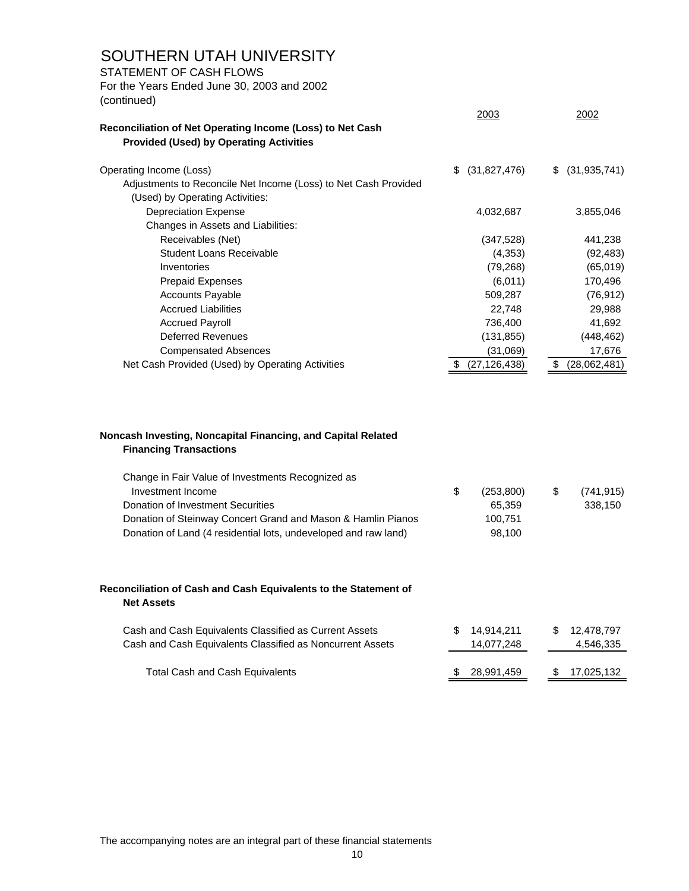# SOUTHERN UTAH UNIVERSITY

STATEMENT OF CASH FLOWS
For the Years Ended June 30, 2003 and 2002
(continued)

| | 2003 | 2002 |
|---|---|---|
| **Reconciliation of Net Operating Income (Loss) to Net Cash Provided (Used) by Operating Activities** | | |
| Operating Income (Loss) | $ (31,827,476) | $ (31,935,741) |
| Adjustments to Reconcile Net Income (Loss) to Net Cash Provided (Used) by Operating Activities: | | |
| Depreciation Expense | 4,032,687 | 3,855,046 |
| Changes in Assets and Liabilities: | | |
| Receivables (Net) | (347,528) | 441,238 |
| Student Loans Receivable | (4,353) | (92,483) |
| Inventories | (79,268) | (65,019) |
| Prepaid Expenses | (6,011) | 170,496 |
| Accounts Payable | 509,287 | (76,912) |
| Accrued Liabilities | 22,748 | 29,988 |
| Accrued Payroll | 736,400 | 41,692 |
| Deferred Revenues | (131,855) | (448,462) |
| Compensated Absences | (31,069) | 17,676 |
| Net Cash Provided (Used) by Operating Activities | $ (27,126,438) | $ (28,062,481) |

| | 2003 | 2002 |
|---|---|---|
| **Noncash Investing, Noncapital Financing, and Capital Related Financing Transactions** | | |
| Change in Fair Value of Investments Recognized as Investment Income | $ (253,800) | $ (741,915) |
| Donation of Investment Securities | 65,359 | 338,150 |
| Donation of Steinway Concert Grand and Mason & Hamlin Pianos | 100,751 | |
| Donation of Land (4 residential lots, undeveloped and raw land) | 98,100 | |

| | 2003 | 2002 |
|---|---|---|
| **Reconciliation of Cash and Cash Equivalents to the Statement of Net Assets** | | |
| Cash and Cash Equivalents Classified as Current Assets | $ 14,914,211 | $ 12,478,797 |
| Cash and Cash Equivalents Classified as Noncurrent Assets | 14,077,248 | 4,546,335 |
| Total Cash and Cash Equivalents | $ 28,991,459 | $ 17,025,132 |

The accompanying notes are an integral part of these financial statements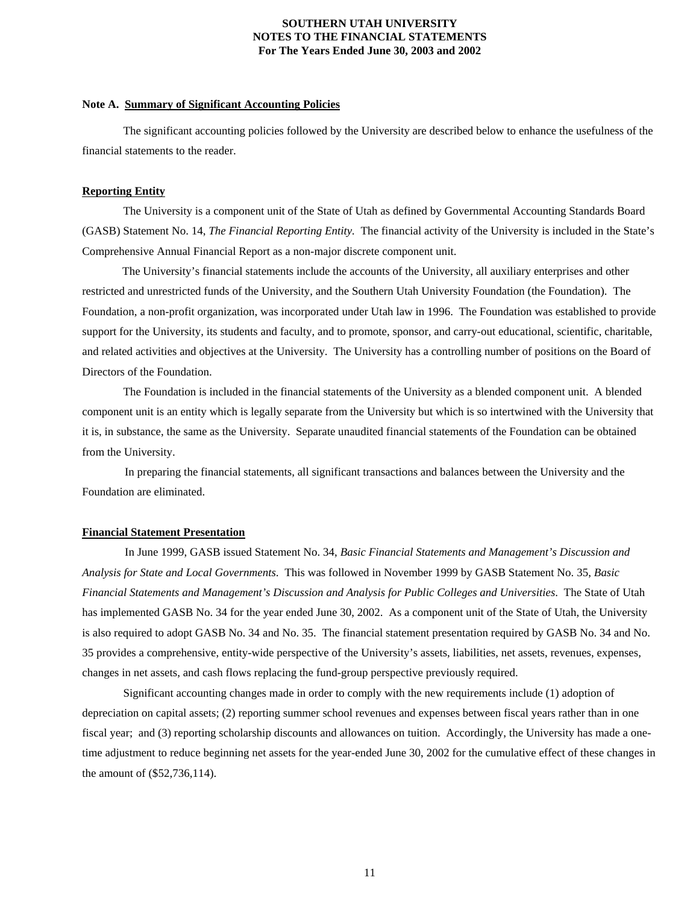**SOUTHERN UTAH UNIVERSITY**
**NOTES TO THE FINANCIAL STATEMENTS**
**For The Years Ended June 30, 2003 and 2002**

**Note A. Summary of Significant Accounting Policies**

The significant accounting policies followed by the University are described below to enhance the usefulness of the financial statements to the reader.

**Reporting Entity**

The University is a component unit of the State of Utah as defined by Governmental Accounting Standards Board (GASB) Statement No. 14, *The Financial Reporting Entity.* The financial activity of the University is included in the State's Comprehensive Annual Financial Report as a non-major discrete component unit.

The University's financial statements include the accounts of the University, all auxiliary enterprises and other restricted and unrestricted funds of the University, and the Southern Utah University Foundation (the Foundation). The Foundation, a non-profit organization, was incorporated under Utah law in 1996. The Foundation was established to provide support for the University, its students and faculty, and to promote, sponsor, and carry-out educational, scientific, charitable, and related activities and objectives at the University. The University has a controlling number of positions on the Board of Directors of the Foundation.

The Foundation is included in the financial statements of the University as a blended component unit. A blended component unit is an entity which is legally separate from the University but which is so intertwined with the University that it is, in substance, the same as the University. Separate unaudited financial statements of the Foundation can be obtained from the University.

In preparing the financial statements, all significant transactions and balances between the University and the Foundation are eliminated.

**Financial Statement Presentation**

In June 1999, GASB issued Statement No. 34, *Basic Financial Statements and Management's Discussion and Analysis for State and Local Governments.* This was followed in November 1999 by GASB Statement No. 35, *Basic Financial Statements and Management's Discussion and Analysis for Public Colleges and Universities*. The State of Utah has implemented GASB No. 34 for the year ended June 30, 2002. As a component unit of the State of Utah, the University is also required to adopt GASB No. 34 and No. 35. The financial statement presentation required by GASB No. 34 and No. 35 provides a comprehensive, entity-wide perspective of the University's assets, liabilities, net assets, revenues, expenses, changes in net assets, and cash flows replacing the fund-group perspective previously required.

Significant accounting changes made in order to comply with the new requirements include (1) adoption of depreciation on capital assets; (2) reporting summer school revenues and expenses between fiscal years rather than in one fiscal year; and (3) reporting scholarship discounts and allowances on tuition. Accordingly, the University has made a one-time adjustment to reduce beginning net assets for the year-ended June 30, 2002 for the cumulative effect of these changes in the amount of ($52,736,114).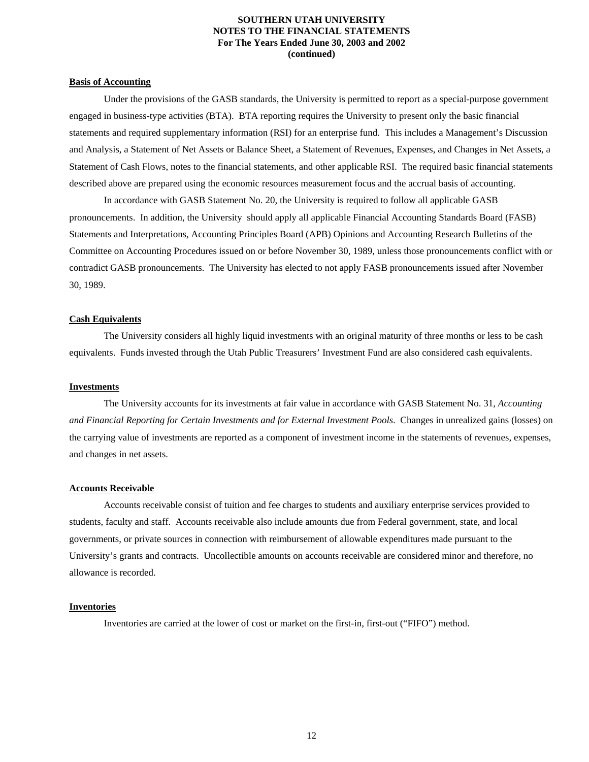## Basis of Accounting

Under the provisions of the GASB standards, the University is permitted to report as a special-purpose government engaged in business-type activities (BTA). BTA reporting requires the University to present only the basic financial statements and required supplementary information (RSI) for an enterprise fund. This includes a Management's Discussion and Analysis, a Statement of Net Assets or Balance Sheet, a Statement of Revenues, Expenses, and Changes in Net Assets, a Statement of Cash Flows, notes to the financial statements, and other applicable RSI. The required basic financial statements described above are prepared using the economic resources measurement focus and the accrual basis of accounting.

In accordance with GASB Statement No. 20, the University is required to follow all applicable GASB pronouncements. In addition, the University should apply all applicable Financial Accounting Standards Board (FASB) Statements and Interpretations, Accounting Principles Board (APB) Opinions and Accounting Research Bulletins of the Committee on Accounting Procedures issued on or before November 30, 1989, unless those pronouncements conflict with or contradict GASB pronouncements. The University has elected to not apply FASB pronouncements issued after November 30, 1989.

## Cash Equivalents

The University considers all highly liquid investments with an original maturity of three months or less to be cash equivalents. Funds invested through the Utah Public Treasurers' Investment Fund are also considered cash equivalents.

## Investments

The University accounts for its investments at fair value in accordance with GASB Statement No. 31, *Accounting and Financial Reporting for Certain Investments and for External Investment Pools*. Changes in unrealized gains (losses) on the carrying value of investments are reported as a component of investment income in the statements of revenues, expenses, and changes in net assets.

## Accounts Receivable

Accounts receivable consist of tuition and fee charges to students and auxiliary enterprise services provided to students, faculty and staff. Accounts receivable also include amounts due from Federal government, state, and local governments, or private sources in connection with reimbursement of allowable expenditures made pursuant to the University's grants and contracts. Uncollectible amounts on accounts receivable are considered minor and therefore, no allowance is recorded.

## Inventories

Inventories are carried at the lower of cost or market on the first-in, first-out ("FIFO") method.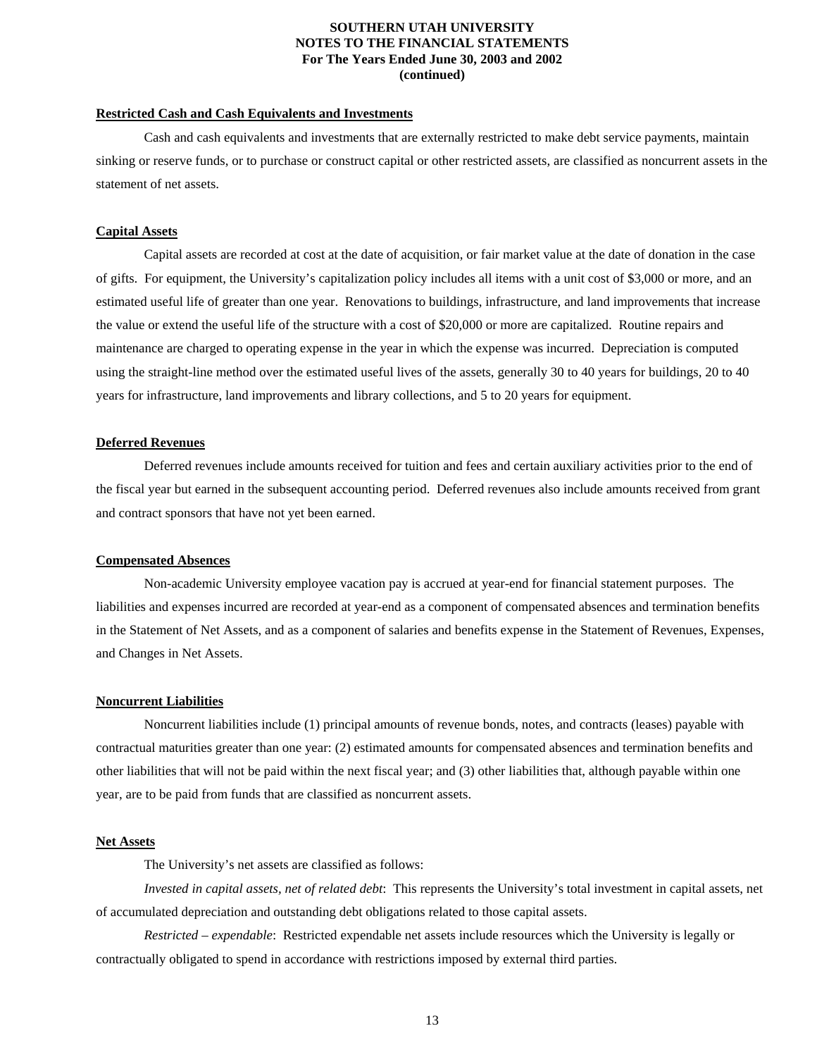**Restricted Cash and Cash Equivalents and Investments**

Cash and cash equivalents and investments that are externally restricted to make debt service payments, maintain sinking or reserve funds, or to purchase or construct capital or other restricted assets, are classified as noncurrent assets in the statement of net assets.

**Capital Assets**

Capital assets are recorded at cost at the date of acquisition, or fair market value at the date of donation in the case of gifts. For equipment, the University's capitalization policy includes all items with a unit cost of $3,000 or more, and an estimated useful life of greater than one year. Renovations to buildings, infrastructure, and land improvements that increase the value or extend the useful life of the structure with a cost of $20,000 or more are capitalized. Routine repairs and maintenance are charged to operating expense in the year in which the expense was incurred. Depreciation is computed using the straight-line method over the estimated useful lives of the assets, generally 30 to 40 years for buildings, 20 to 40 years for infrastructure, land improvements and library collections, and 5 to 20 years for equipment.

**Deferred Revenues**

Deferred revenues include amounts received for tuition and fees and certain auxiliary activities prior to the end of the fiscal year but earned in the subsequent accounting period. Deferred revenues also include amounts received from grant and contract sponsors that have not yet been earned.

**Compensated Absences**

Non-academic University employee vacation pay is accrued at year-end for financial statement purposes. The liabilities and expenses incurred are recorded at year-end as a component of compensated absences and termination benefits in the Statement of Net Assets, and as a component of salaries and benefits expense in the Statement of Revenues, Expenses, and Changes in Net Assets.

**Noncurrent Liabilities**

Noncurrent liabilities include (1) principal amounts of revenue bonds, notes, and contracts (leases) payable with contractual maturities greater than one year: (2) estimated amounts for compensated absences and termination benefits and other liabilities that will not be paid within the next fiscal year; and (3) other liabilities that, although payable within one year, are to be paid from funds that are classified as noncurrent assets.

**Net Assets**

The University's net assets are classified as follows:

*Invested in capital assets, net of related debt*: This represents the University's total investment in capital assets, net of accumulated depreciation and outstanding debt obligations related to those capital assets.

*Restricted – expendable*: Restricted expendable net assets include resources which the University is legally or contractually obligated to spend in accordance with restrictions imposed by external third parties.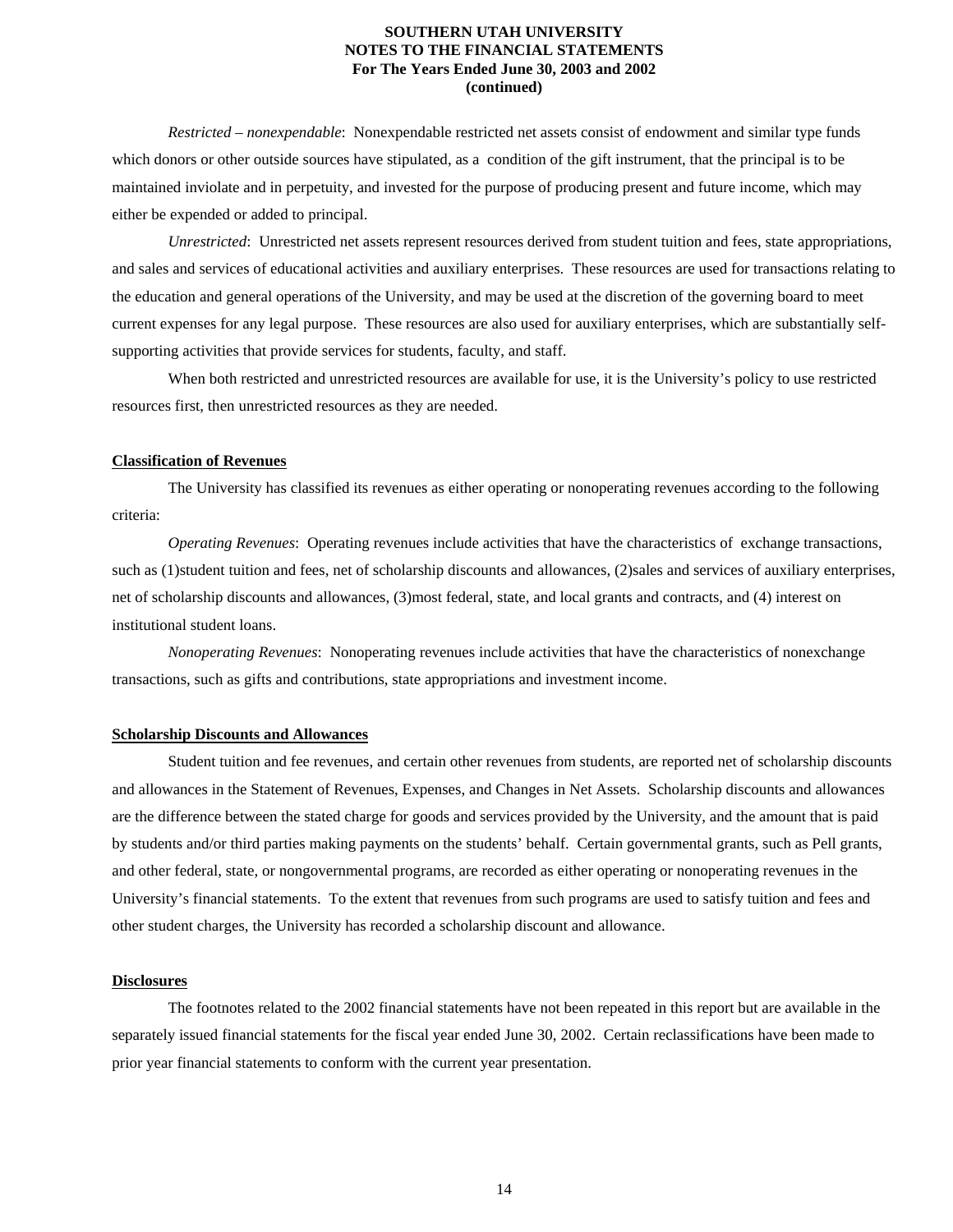*Restricted – nonexpendable*: Nonexpendable restricted net assets consist of endowment and similar type funds which donors or other outside sources have stipulated, as a condition of the gift instrument, that the principal is to be maintained inviolate and in perpetuity, and invested for the purpose of producing present and future income, which may either be expended or added to principal.

*Unrestricted*: Unrestricted net assets represent resources derived from student tuition and fees, state appropriations, and sales and services of educational activities and auxiliary enterprises. These resources are used for transactions relating to the education and general operations of the University, and may be used at the discretion of the governing board to meet current expenses for any legal purpose. These resources are also used for auxiliary enterprises, which are substantially self-supporting activities that provide services for students, faculty, and staff.

When both restricted and unrestricted resources are available for use, it is the University's policy to use restricted resources first, then unrestricted resources as they are needed.

**Classification of Revenues**

The University has classified its revenues as either operating or nonoperating revenues according to the following criteria:

*Operating Revenues*: Operating revenues include activities that have the characteristics of exchange transactions, such as (1)student tuition and fees, net of scholarship discounts and allowances, (2)sales and services of auxiliary enterprises, net of scholarship discounts and allowances, (3)most federal, state, and local grants and contracts, and (4) interest on institutional student loans.

*Nonoperating Revenues*: Nonoperating revenues include activities that have the characteristics of nonexchange transactions, such as gifts and contributions, state appropriations and investment income.

**Scholarship Discounts and Allowances**

Student tuition and fee revenues, and certain other revenues from students, are reported net of scholarship discounts and allowances in the Statement of Revenues, Expenses, and Changes in Net Assets. Scholarship discounts and allowances are the difference between the stated charge for goods and services provided by the University, and the amount that is paid by students and/or third parties making payments on the students' behalf. Certain governmental grants, such as Pell grants, and other federal, state, or nongovernmental programs, are recorded as either operating or nonoperating revenues in the University's financial statements. To the extent that revenues from such programs are used to satisfy tuition and fees and other student charges, the University has recorded a scholarship discount and allowance.

**Disclosures**

The footnotes related to the 2002 financial statements have not been repeated in this report but are available in the separately issued financial statements for the fiscal year ended June 30, 2002. Certain reclassifications have been made to prior year financial statements to conform with the current year presentation.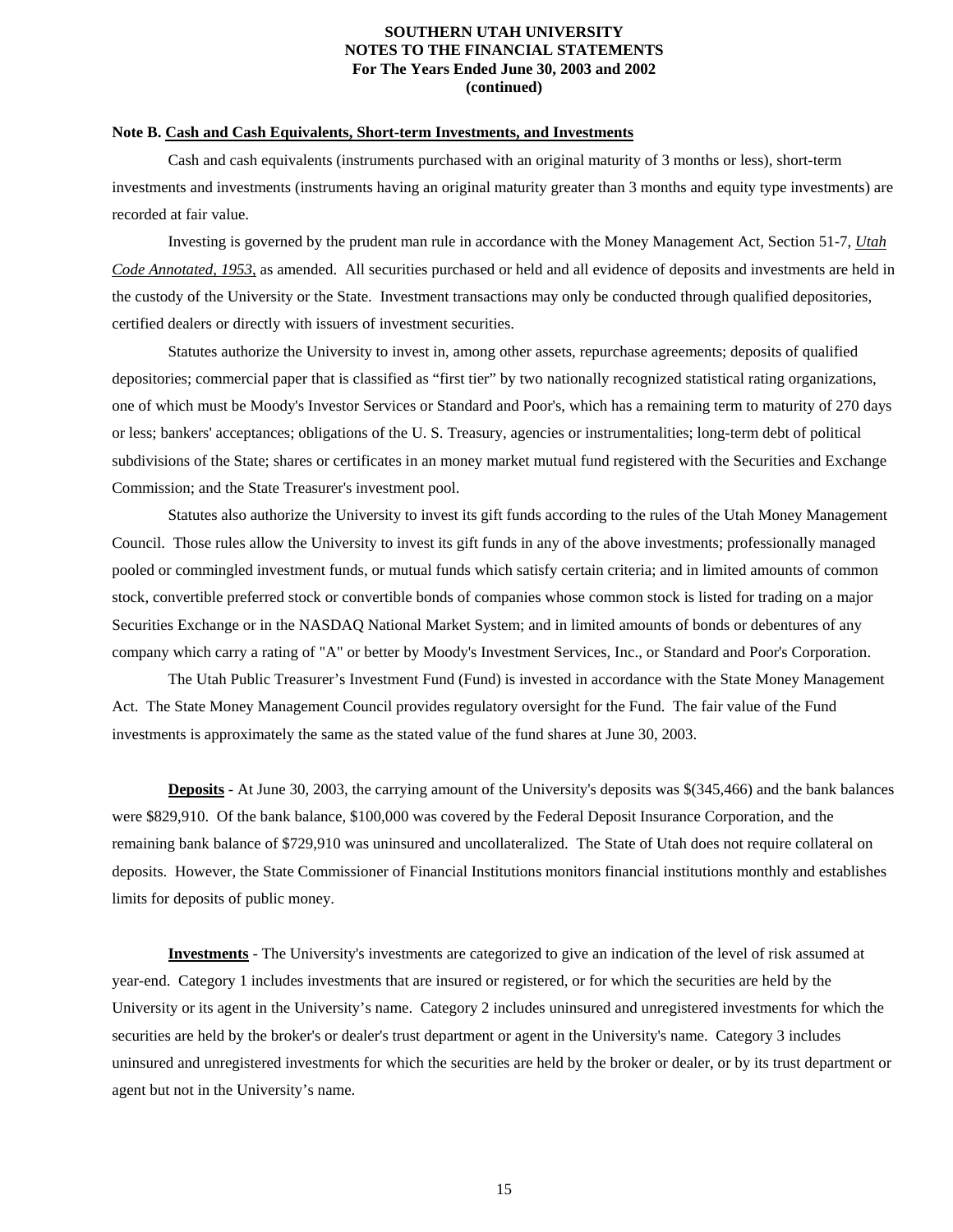**Note B. Cash and Cash Equivalents, Short-term Investments, and Investments**

Cash and cash equivalents (instruments purchased with an original maturity of 3 months or less), short-term investments and investments (instruments having an original maturity greater than 3 months and equity type investments) are recorded at fair value.

Investing is governed by the prudent man rule in accordance with the Money Management Act, Section 51-7, *Utah Code Annotated, 1953,* as amended. All securities purchased or held and all evidence of deposits and investments are held in the custody of the University or the State. Investment transactions may only be conducted through qualified depositories, certified dealers or directly with issuers of investment securities.

Statutes authorize the University to invest in, among other assets, repurchase agreements; deposits of qualified depositories; commercial paper that is classified as "first tier" by two nationally recognized statistical rating organizations, one of which must be Moody's Investor Services or Standard and Poor's, which has a remaining term to maturity of 270 days or less; bankers' acceptances; obligations of the U. S. Treasury, agencies or instrumentalities; long-term debt of political subdivisions of the State; shares or certificates in an money market mutual fund registered with the Securities and Exchange Commission; and the State Treasurer's investment pool.

Statutes also authorize the University to invest its gift funds according to the rules of the Utah Money Management Council. Those rules allow the University to invest its gift funds in any of the above investments; professionally managed pooled or commingled investment funds, or mutual funds which satisfy certain criteria; and in limited amounts of common stock, convertible preferred stock or convertible bonds of companies whose common stock is listed for trading on a major Securities Exchange or in the NASDAQ National Market System; and in limited amounts of bonds or debentures of any company which carry a rating of "A" or better by Moody's Investment Services, Inc., or Standard and Poor's Corporation.

The Utah Public Treasurer's Investment Fund (Fund) is invested in accordance with the State Money Management Act. The State Money Management Council provides regulatory oversight for the Fund. The fair value of the Fund investments is approximately the same as the stated value of the fund shares at June 30, 2003.

**Deposits** - At June 30, 2003, the carrying amount of the University's deposits was $(345,466) and the bank balances were $829,910. Of the bank balance, $100,000 was covered by the Federal Deposit Insurance Corporation, and the remaining bank balance of $729,910 was uninsured and uncollateralized. The State of Utah does not require collateral on deposits. However, the State Commissioner of Financial Institutions monitors financial institutions monthly and establishes limits for deposits of public money.

**Investments** - The University's investments are categorized to give an indication of the level of risk assumed at year-end. Category 1 includes investments that are insured or registered, or for which the securities are held by the University or its agent in the University's name. Category 2 includes uninsured and unregistered investments for which the securities are held by the broker's or dealer's trust department or agent in the University's name. Category 3 includes uninsured and unregistered investments for which the securities are held by the broker or dealer, or by its trust department or agent but not in the University's name.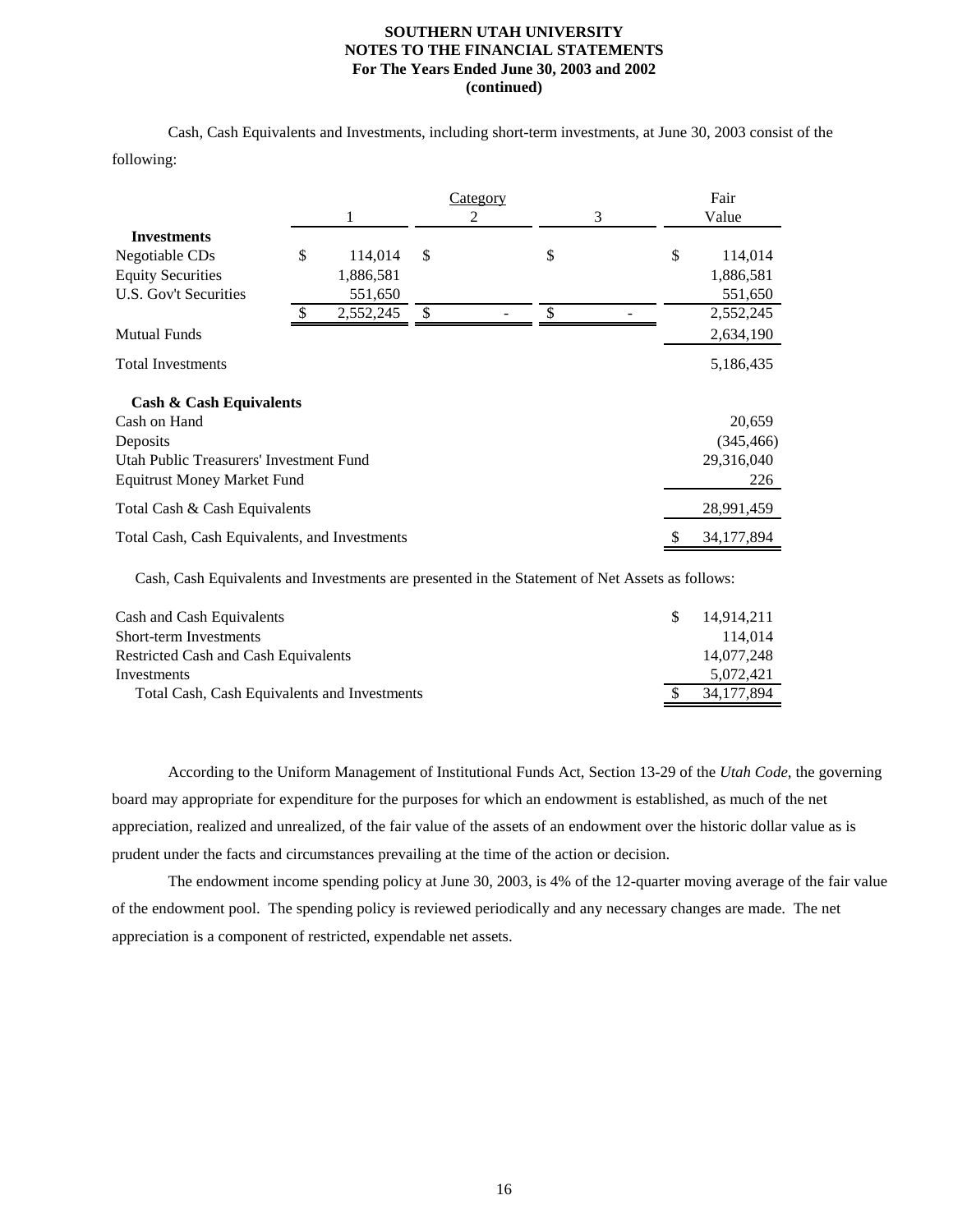Cash, Cash Equivalents and Investments, including short-term investments, at June 30, 2003 consist of the following:

| | Category 1 | Category 2 | Category 3 | Fair Value |
|---|---|---|---|---|
| **Investments** | | | | |
| Negotiable CDs | $ 114,014 | $ | $ | $ 114,014 |
| Equity Securities | 1,886,581 | | | 1,886,581 |
| U.S. Gov't Securities | 551,650 | | | 551,650 |
| | $ 2,552,245 | $ - | $ - | 2,552,245 |
| Mutual Funds | | | | 2,634,190 |
| Total Investments | | | | 5,186,435 |
| **Cash & Cash Equivalents** | | | | |
| Cash on Hand | | | | 20,659 |
| Deposits | | | | (345,466) |
| Utah Public Treasurers' Investment Fund | | | | 29,316,040 |
| Equitrust Money Market Fund | | | | 226 |
| Total Cash & Cash Equivalents | | | | 28,991,459 |
| Total Cash, Cash Equivalents, and Investments | | | | $ 34,177,894 |

Cash, Cash Equivalents and Investments are presented in the Statement of Net Assets as follows:

| | |
|---|---|
| Cash and Cash Equivalents | $ 14,914,211 |
| Short-term Investments | 114,014 |
| Restricted Cash and Cash Equivalents | 14,077,248 |
| Investments | 5,072,421 |
| Total Cash, Cash Equivalents and Investments | $ 34,177,894 |

According to the Uniform Management of Institutional Funds Act, Section 13-29 of the *Utah Code*, the governing board may appropriate for expenditure for the purposes for which an endowment is established, as much of the net appreciation, realized and unrealized, of the fair value of the assets of an endowment over the historic dollar value as is prudent under the facts and circumstances prevailing at the time of the action or decision.

The endowment income spending policy at June 30, 2003, is 4% of the 12-quarter moving average of the fair value of the endowment pool. The spending policy is reviewed periodically and any necessary changes are made. The net appreciation is a component of restricted, expendable net assets.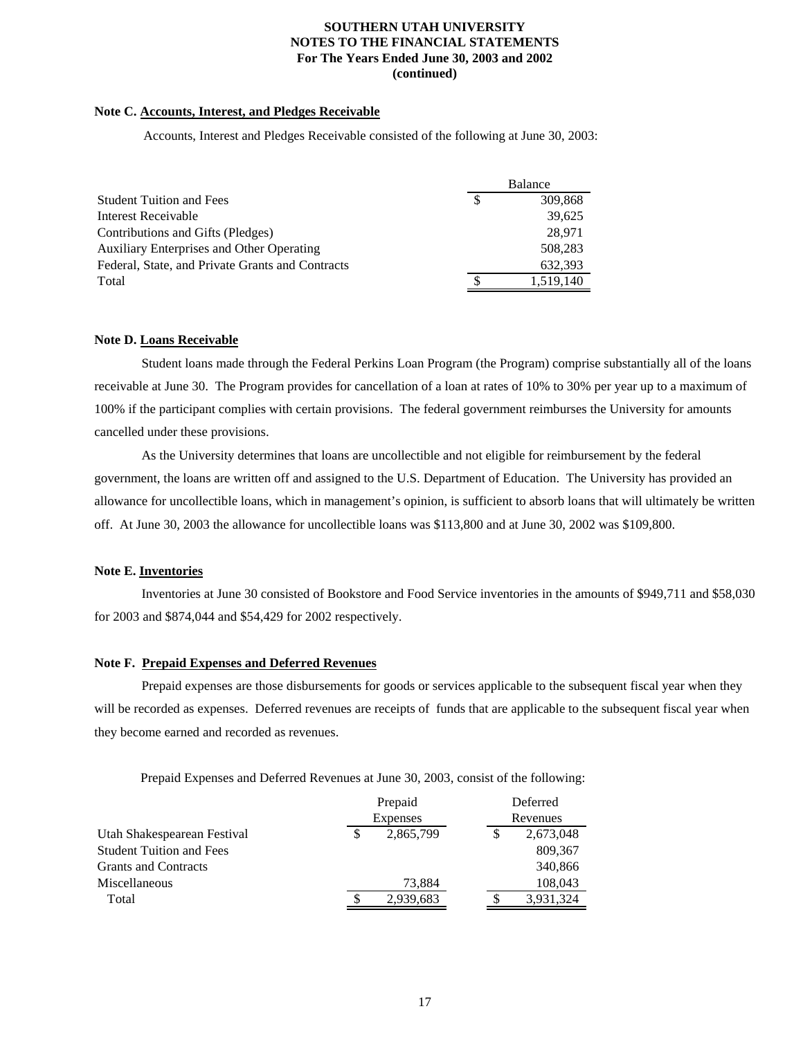**SOUTHERN UTAH UNIVERSITY**
**NOTES TO THE FINANCIAL STATEMENTS**
**For The Years Ended June 30, 2003 and 2002**
**(continued)**

**Note C. Accounts, Interest, and Pledges Receivable**

Accounts, Interest and Pledges Receivable consisted of the following at June 30, 2003:

| | Balance |
|---|---|
| Student Tuition and Fees | $ 309,868 |
| Interest Receivable | 39,625 |
| Contributions and Gifts (Pledges) | 28,971 |
| Auxiliary Enterprises and Other Operating | 508,283 |
| Federal, State, and Private Grants and Contracts | 632,393 |
| Total | $ 1,519,140 |

**Note D. Loans Receivable**

Student loans made through the Federal Perkins Loan Program (the Program) comprise substantially all of the loans receivable at June 30. The Program provides for cancellation of a loan at rates of 10% to 30% per year up to a maximum of 100% if the participant complies with certain provisions. The federal government reimburses the University for amounts cancelled under these provisions.

As the University determines that loans are uncollectible and not eligible for reimbursement by the federal government, the loans are written off and assigned to the U.S. Department of Education. The University has provided an allowance for uncollectible loans, which in management's opinion, is sufficient to absorb loans that will ultimately be written off. At June 30, 2003 the allowance for uncollectible loans was $113,800 and at June 30, 2002 was $109,800.

**Note E. Inventories**

Inventories at June 30 consisted of Bookstore and Food Service inventories in the amounts of $949,711 and $58,030 for 2003 and $874,044 and $54,429 for 2002 respectively.

**Note F. Prepaid Expenses and Deferred Revenues**

Prepaid expenses are those disbursements for goods or services applicable to the subsequent fiscal year when they will be recorded as expenses. Deferred revenues are receipts of funds that are applicable to the subsequent fiscal year when they become earned and recorded as revenues.

Prepaid Expenses and Deferred Revenues at June 30, 2003, consist of the following:

| | Prepaid Expenses | Deferred Revenues |
|---|---|---|
| Utah Shakespearean Festival | $ 2,865,799 | $ 2,673,048 |
| Student Tuition and Fees | | 809,367 |
| Grants and Contracts | | 340,866 |
| Miscellaneous | 73,884 | 108,043 |
| Total | $ 2,939,683 | $ 3,931,324 |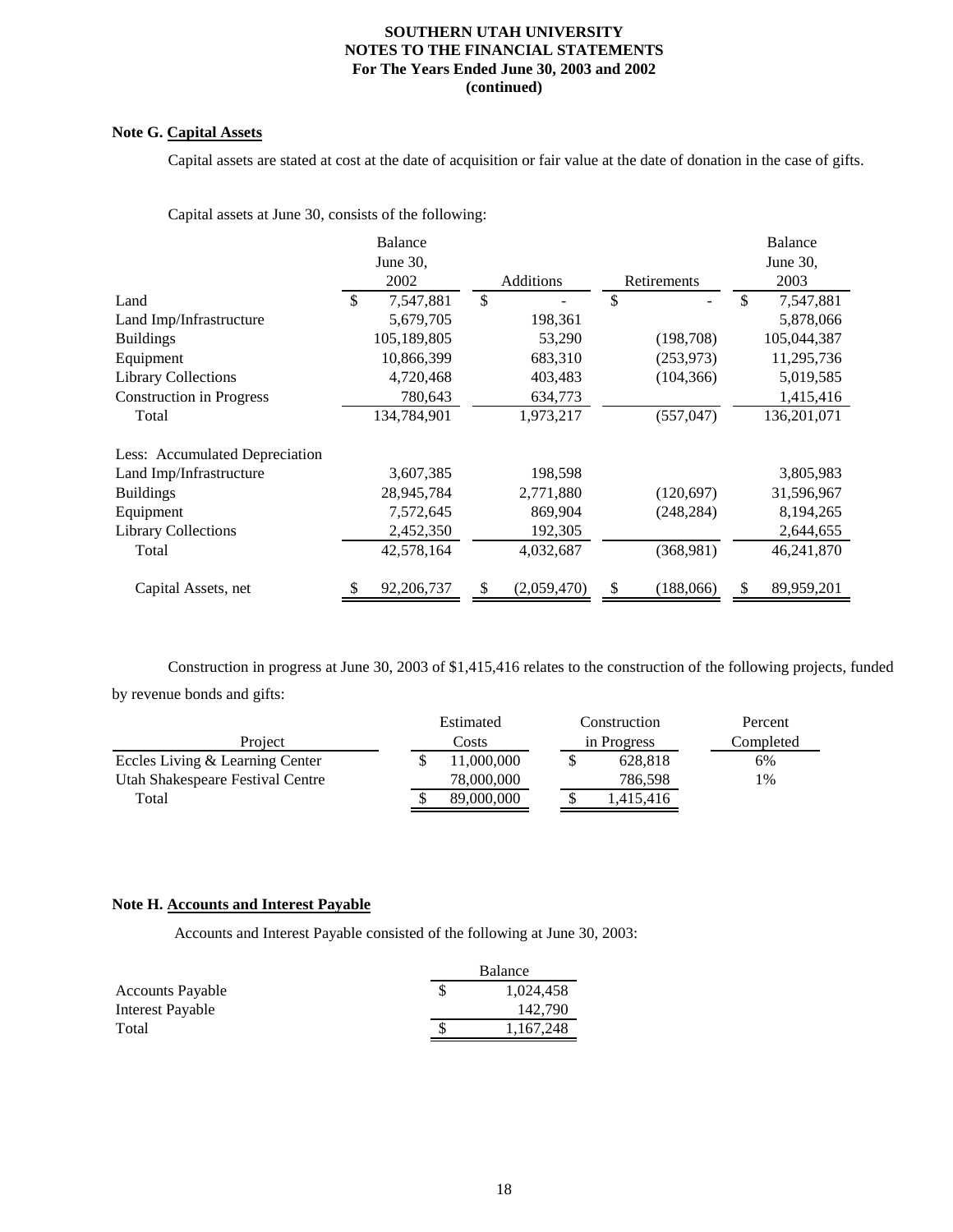**SOUTHERN UTAH UNIVERSITY**
**NOTES TO THE FINANCIAL STATEMENTS**
**For The Years Ended June 30, 2003 and 2002**
**(continued)**

**Note G. Capital Assets**

Capital assets are stated at cost at the date of acquisition or fair value at the date of donation in the case of gifts.

Capital assets at June 30, consists of the following:

| | Balance June 30, 2002 | Additions | Retirements | Balance June 30, 2003 |
|---|---|---|---|---|
| Land | $ 7,547,881 | $ - | $ - | $ 7,547,881 |
| Land Imp/Infrastructure | 5,679,705 | 198,361 | | 5,878,066 |
| Buildings | 105,189,805 | 53,290 | (198,708) | 105,044,387 |
| Equipment | 10,866,399 | 683,310 | (253,973) | 11,295,736 |
| Library Collections | 4,720,468 | 403,483 | (104,366) | 5,019,585 |
| Construction in Progress | 780,643 | 634,773 | | 1,415,416 |
| Total | 134,784,901 | 1,973,217 | (557,047) | 136,201,071 |
| Less: Accumulated Depreciation | | | | |
| Land Imp/Infrastructure | 3,607,385 | 198,598 | | 3,805,983 |
| Buildings | 28,945,784 | 2,771,880 | (120,697) | 31,596,967 |
| Equipment | 7,572,645 | 869,904 | (248,284) | 8,194,265 |
| Library Collections | 2,452,350 | 192,305 | | 2,644,655 |
| Total | 42,578,164 | 4,032,687 | (368,981) | 46,241,870 |
| Capital Assets, net | $ 92,206,737 | $ (2,059,470) | $ (188,066) | $ 89,959,201 |

Construction in progress at June 30, 2003 of $1,415,416 relates to the construction of the following projects, funded by revenue bonds and gifts:

| Project | Estimated Costs | Construction in Progress | Percent Completed |
|---|---|---|---|
| Eccles Living & Learning Center | $ 11,000,000 | $ 628,818 | 6% |
| Utah Shakespeare Festival Centre | 78,000,000 | 786,598 | 1% |
| Total | $ 89,000,000 | $ 1,415,416 | |

**Note H. Accounts and Interest Payable**

Accounts and Interest Payable consisted of the following at June 30, 2003:

| | Balance |
|---|---|
| Accounts Payable | $ 1,024,458 |
| Interest Payable | 142,790 |
| Total | $ 1,167,248 |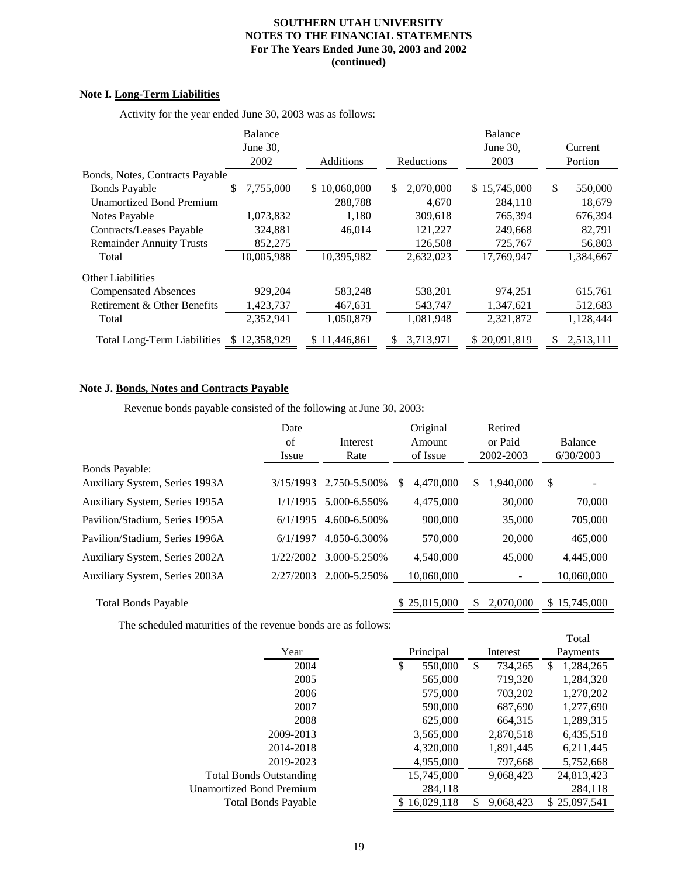**SOUTHERN UTAH UNIVERSITY**
**NOTES TO THE FINANCIAL STATEMENTS**
**For The Years Ended June 30, 2003 and 2002**
**(continued)**

### Note I. Long-Term Liabilities

Activity for the year ended June 30, 2003 was as follows:

| | Balance June 30, 2002 | Additions | Reductions | Balance June 30, 2003 | Current Portion |
|---|---|---|---|---|---|
| Bonds, Notes, Contracts Payable | | | | | |
| Bonds Payable | $ 7,755,000 | $ 10,060,000 | $ 2,070,000 | $ 15,745,000 | $ 550,000 |
| Unamortized Bond Premium | | 288,788 | 4,670 | 284,118 | 18,679 |
| Notes Payable | 1,073,832 | 1,180 | 309,618 | 765,394 | 676,394 |
| Contracts/Leases Payable | 324,881 | 46,014 | 121,227 | 249,668 | 82,791 |
| Remainder Annuity Trusts | 852,275 | | 126,508 | 725,767 | 56,803 |
| Total | 10,005,988 | 10,395,982 | 2,632,023 | 17,769,947 | 1,384,667 |
| Other Liabilities | | | | | |
| Compensated Absences | 929,204 | 583,248 | 538,201 | 974,251 | 615,761 |
| Retirement & Other Benefits | 1,423,737 | 467,631 | 543,747 | 1,347,621 | 512,683 |
| Total | 2,352,941 | 1,050,879 | 1,081,948 | 2,321,872 | 1,128,444 |
| Total Long-Term Liabilities | $ 12,358,929 | $ 11,446,861 | $ 3,713,971 | $ 20,091,819 | $ 2,513,111 |

### Note J. Bonds, Notes and Contracts Payable

Revenue bonds payable consisted of the following at June 30, 2003:

| | Date of Issue | Interest Rate | Original Amount of Issue | Retired or Paid 2002-2003 | Balance 6/30/2003 |
|---|---|---|---|---|---|
| Bonds Payable: | | | | | |
| Auxiliary System, Series 1993A | 3/15/1993 | 2.750-5.500% | $ 4,470,000 | $ 1,940,000 | $ - |
| Auxiliary System, Series 1995A | 1/1/1995 | 5.000-6.550% | 4,475,000 | 30,000 | 70,000 |
| Pavilion/Stadium, Series 1995A | 6/1/1995 | 4.600-6.500% | 900,000 | 35,000 | 705,000 |
| Pavilion/Stadium, Series 1996A | 6/1/1997 | 4.850-6.300% | 570,000 | 20,000 | 465,000 |
| Auxiliary System, Series 2002A | 1/22/2002 | 3.000-5.250% | 4,540,000 | 45,000 | 4,445,000 |
| Auxiliary System, Series 2003A | 2/27/2003 | 2.000-5.250% | 10,060,000 | - | 10,060,000 |
| Total Bonds Payable | | | $ 25,015,000 | $ 2,070,000 | $ 15,745,000 |

The scheduled maturities of the revenue bonds are as follows:

| Year | Principal | Interest | Total Payments |
|---|---|---|---|
| 2004 | $ 550,000 | $ 734,265 | $ 1,284,265 |
| 2005 | 565,000 | 719,320 | 1,284,320 |
| 2006 | 575,000 | 703,202 | 1,278,202 |
| 2007 | 590,000 | 687,690 | 1,277,690 |
| 2008 | 625,000 | 664,315 | 1,289,315 |
| 2009-2013 | 3,565,000 | 2,870,518 | 6,435,518 |
| 2014-2018 | 4,320,000 | 1,891,445 | 6,211,445 |
| 2019-2023 | 4,955,000 | 797,668 | 5,752,668 |
| Total Bonds Outstanding | 15,745,000 | 9,068,423 | 24,813,423 |
| Unamortized Bond Premium | 284,118 | | 284,118 |
| Total Bonds Payable | $ 16,029,118 | $ 9,068,423 | $ 25,097,541 |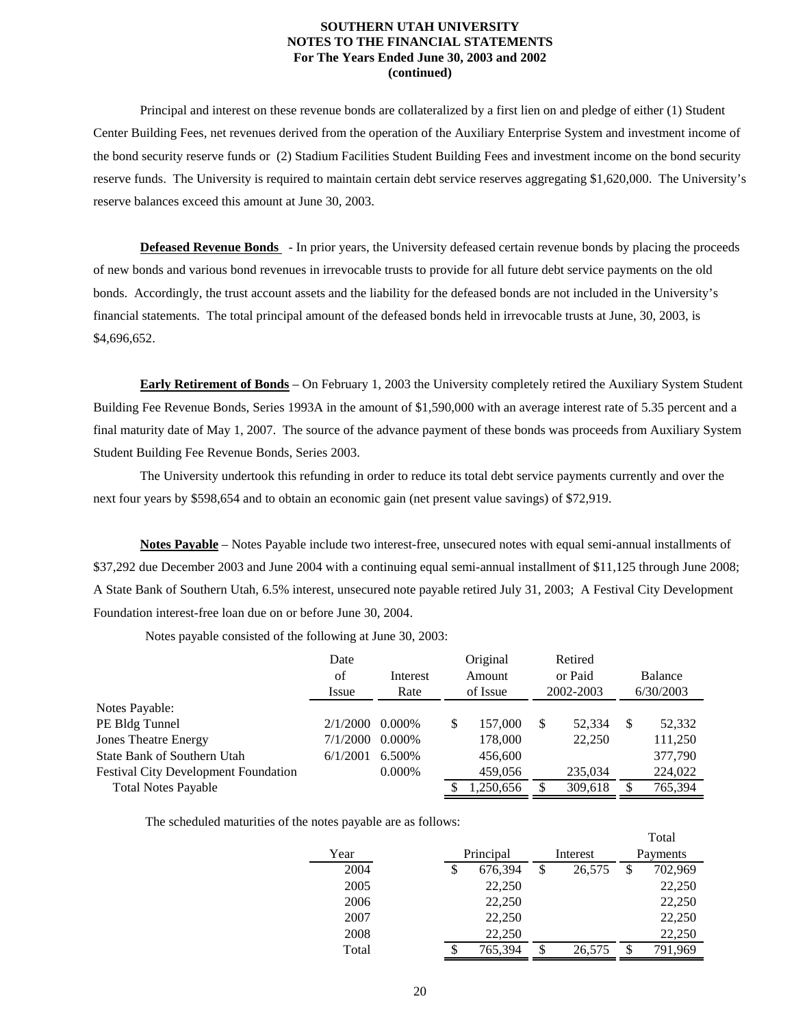Principal and interest on these revenue bonds are collateralized by a first lien on and pledge of either (1) Student Center Building Fees, net revenues derived from the operation of the Auxiliary Enterprise System and investment income of the bond security reserve funds or (2) Stadium Facilities Student Building Fees and investment income on the bond security reserve funds. The University is required to maintain certain debt service reserves aggregating $1,620,000. The University's reserve balances exceed this amount at June 30, 2003.

**Defeased Revenue Bonds** - In prior years, the University defeased certain revenue bonds by placing the proceeds of new bonds and various bond revenues in irrevocable trusts to provide for all future debt service payments on the old bonds. Accordingly, the trust account assets and the liability for the defeased bonds are not included in the University's financial statements. The total principal amount of the defeased bonds held in irrevocable trusts at June, 30, 2003, is $4,696,652.

**Early Retirement of Bonds** – On February 1, 2003 the University completely retired the Auxiliary System Student Building Fee Revenue Bonds, Series 1993A in the amount of $1,590,000 with an average interest rate of 5.35 percent and a final maturity date of May 1, 2007. The source of the advance payment of these bonds was proceeds from Auxiliary System Student Building Fee Revenue Bonds, Series 2003.

The University undertook this refunding in order to reduce its total debt service payments currently and over the next four years by $598,654 and to obtain an economic gain (net present value savings) of $72,919.

**Notes Payable** – Notes Payable include two interest-free, unsecured notes with equal semi-annual installments of $37,292 due December 2003 and June 2004 with a continuing equal semi-annual installment of $11,125 through June 2008; A State Bank of Southern Utah, 6.5% interest, unsecured note payable retired July 31, 2003; A Festival City Development Foundation interest-free loan due on or before June 30, 2004.

Notes payable consisted of the following at June 30, 2003:

| | Date of Issue | Interest Rate | Original Amount of Issue | Retired or Paid 2002-2003 | Balance 6/30/2003 |
|---|---|---|---|---|---|
| Notes Payable: | | | | | |
| PE Bldg Tunnel | 2/1/2000 | 0.000% | $ 157,000 | $ 52,334 | $ 52,332 |
| Jones Theatre Energy | 7/1/2000 | 0.000% | 178,000 | 22,250 | 111,250 |
| State Bank of Southern Utah | 6/1/2001 | 6.500% | 456,600 | | 377,790 |
| Festival City Development Foundation | | 0.000% | 459,056 | 235,034 | 224,022 |
| Total Notes Payable | | | $ 1,250,656 | $ 309,618 | $ 765,394 |

The scheduled maturities of the notes payable are as follows:

| Year | Principal | Interest | Total Payments |
|---|---|---|---|
| 2004 | $ 676,394 | $ 26,575 | $ 702,969 |
| 2005 | 22,250 | | 22,250 |
| 2006 | 22,250 | | 22,250 |
| 2007 | 22,250 | | 22,250 |
| 2008 | 22,250 | | 22,250 |
| Total | $ 765,394 | $ 26,575 | $ 791,969 |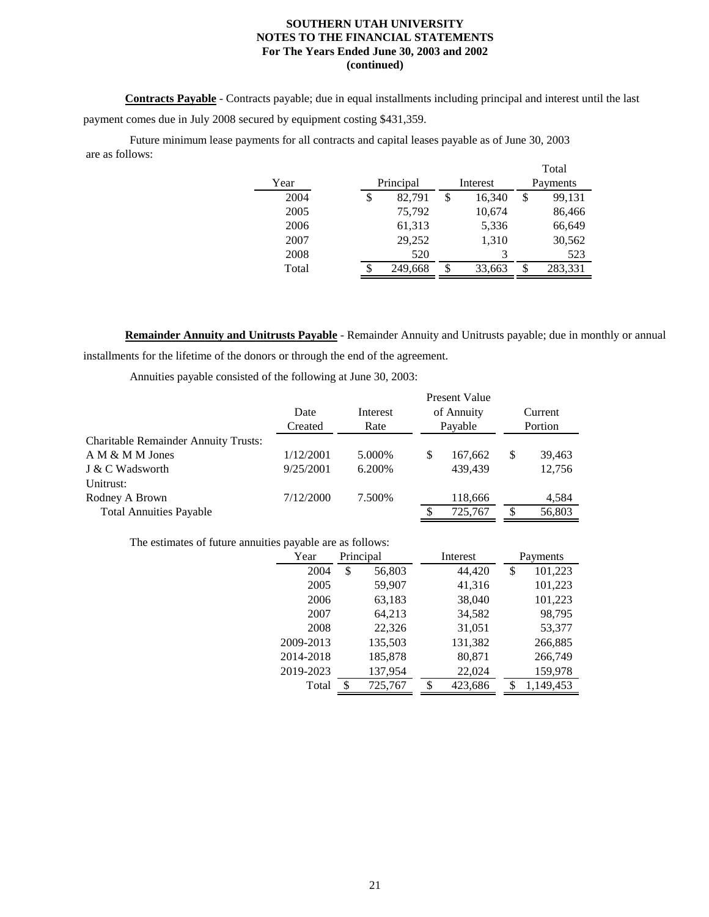**Contracts Payable** - Contracts payable; due in equal installments including principal and interest until the last payment comes due in July 2008 secured by equipment costing $431,359.

Future minimum lease payments for all contracts and capital leases payable as of June 30, 2003 are as follows:

| Year | Principal | Interest | Total Payments |
|---|---|---|---|
| 2004 | $ 82,791 | $ 16,340 | $ 99,131 |
| 2005 | 75,792 | 10,674 | 86,466 |
| 2006 | 61,313 | 5,336 | 66,649 |
| 2007 | 29,252 | 1,310 | 30,562 |
| 2008 | 520 | 3 | 523 |
| Total | $ 249,668 | $ 33,663 | $ 283,331 |

**Remainder Annuity and Unitrusts Payable** - Remainder Annuity and Unitrusts payable; due in monthly or annual installments for the lifetime of the donors or through the end of the agreement.

Annuities payable consisted of the following at June 30, 2003:

| | Date Created | Interest Rate | Present Value of Annuity Payable | Current Portion |
|---|---|---|---|---|
| Charitable Remainder Annuity Trusts: | | | | |
| A M & M M Jones | 1/12/2001 | 5.000% | $ 167,662 | $ 39,463 |
| J & C Wadsworth | 9/25/2001 | 6.200% | 439,439 | 12,756 |
| Unitrust: | | | | |
| Rodney A Brown | 7/12/2000 | 7.500% | 118,666 | 4,584 |
| Total Annuities Payable | | | $ 725,767 | $ 56,803 |

The estimates of future annuities payable are as follows:

| Year | Principal | Interest | Payments |
|---|---|---|---|
| 2004 | $ 56,803 | 44,420 | $ 101,223 |
| 2005 | 59,907 | 41,316 | 101,223 |
| 2006 | 63,183 | 38,040 | 101,223 |
| 2007 | 64,213 | 34,582 | 98,795 |
| 2008 | 22,326 | 31,051 | 53,377 |
| 2009-2013 | 135,503 | 131,382 | 266,885 |
| 2014-2018 | 185,878 | 80,871 | 266,749 |
| 2019-2023 | 137,954 | 22,024 | 159,978 |
| Total | $ 725,767 | $ 423,686 | $ 1,149,453 |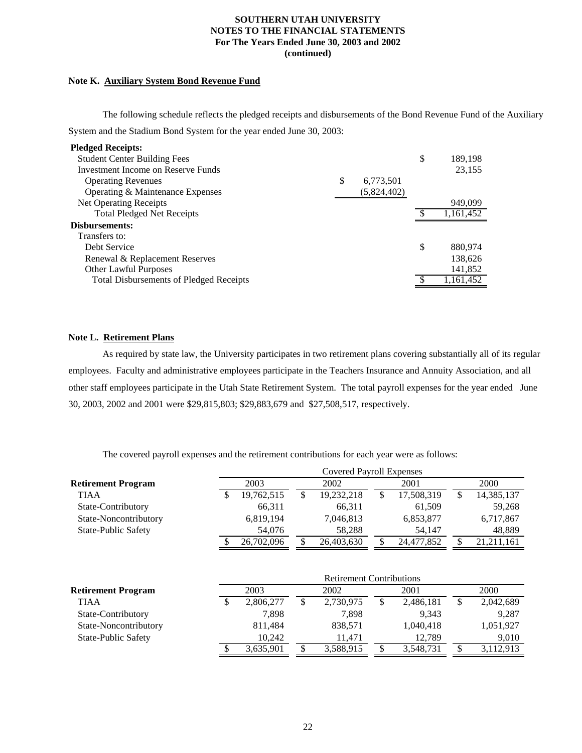**Note K. Auxiliary System Bond Revenue Fund**

The following schedule reflects the pledged receipts and disbursements of the Bond Revenue Fund of the Auxiliary System and the Stadium Bond System for the year ended June 30, 2003:

| | | |
|---|---|---|
| **Pledged Receipts:** | | |
| Student Center Building Fees | | $ 189,198 |
| Investment Income on Reserve Funds | | 23,155 |
| Operating Revenues | $ 6,773,501 | |
| Operating & Maintenance Expenses | (5,824,402) | |
| Net Operating Receipts | | 949,099 |
| Total Pledged Net Receipts | | $ 1,161,452 |
| **Disbursements:** | | |
| Transfers to: | | |
| Debt Service | | $ 880,974 |
| Renewal & Replacement Reserves | | 138,626 |
| Other Lawful Purposes | | 141,852 |
| Total Disbursements of Pledged Receipts | | $ 1,161,452 |

**Note L. Retirement Plans**

As required by state law, the University participates in two retirement plans covering substantially all of its regular employees. Faculty and administrative employees participate in the Teachers Insurance and Annuity Association, and all other staff employees participate in the Utah State Retirement System. The total payroll expenses for the year ended June 30, 2003, 2002 and 2001 were $29,815,803; $29,883,679 and $27,508,517, respectively.

The covered payroll expenses and the retirement contributions for each year were as follows:

| | Covered Payroll Expenses | | | |
|---|---|---|---|---|
| **Retirement Program** | 2003 | 2002 | 2001 | 2000 |
| TIAA | $ 19,762,515 | $ 19,232,218 | $ 17,508,319 | $ 14,385,137 |
| State-Contributory | 66,311 | 66,311 | 61,509 | 59,268 |
| State-Noncontributory | 6,819,194 | 7,046,813 | 6,853,877 | 6,717,867 |
| State-Public Safety | 54,076 | 58,288 | 54,147 | 48,889 |
| | $ 26,702,096 | $ 26,403,630 | $ 24,477,852 | $ 21,211,161 |

| | Retirement Contributions | | | |
|---|---|---|---|---|
| **Retirement Program** | 2003 | 2002 | 2001 | 2000 |
| TIAA | $ 2,806,277 | $ 2,730,975 | $ 2,486,181 | $ 2,042,689 |
| State-Contributory | 7,898 | 7,898 | 9,343 | 9,287 |
| State-Noncontributory | 811,484 | 838,571 | 1,040,418 | 1,051,927 |
| State-Public Safety | 10,242 | 11,471 | 12,789 | 9,010 |
| | $ 3,635,901 | $ 3,588,915 | $ 3,548,731 | $ 3,112,913 |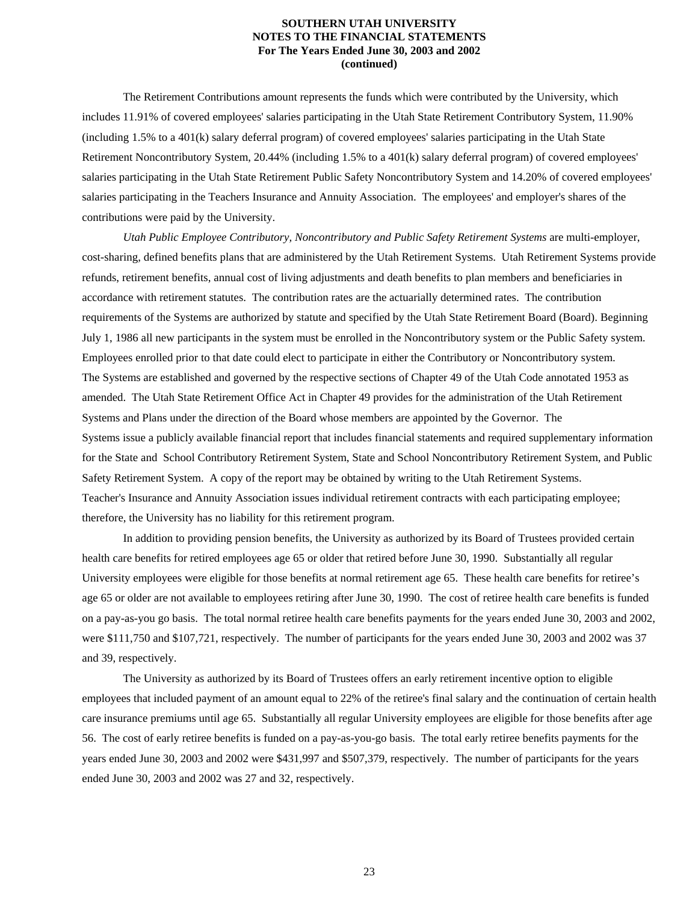The Retirement Contributions amount represents the funds which were contributed by the University, which includes 11.91% of covered employees' salaries participating in the Utah State Retirement Contributory System, 11.90% (including 1.5% to a 401(k) salary deferral program) of covered employees' salaries participating in the Utah State Retirement Noncontributory System, 20.44% (including 1.5% to a 401(k) salary deferral program) of covered employees' salaries participating in the Utah State Retirement Public Safety Noncontributory System and 14.20% of covered employees' salaries participating in the Teachers Insurance and Annuity Association. The employees' and employer's shares of the contributions were paid by the University.

*Utah Public Employee Contributory, Noncontributory and Public Safety Retirement Systems* are multi-employer, cost-sharing, defined benefits plans that are administered by the Utah Retirement Systems. Utah Retirement Systems provide refunds, retirement benefits, annual cost of living adjustments and death benefits to plan members and beneficiaries in accordance with retirement statutes. The contribution rates are the actuarially determined rates. The contribution requirements of the Systems are authorized by statute and specified by the Utah State Retirement Board (Board). Beginning July 1, 1986 all new participants in the system must be enrolled in the Noncontributory system or the Public Safety system. Employees enrolled prior to that date could elect to participate in either the Contributory or Noncontributory system. The Systems are established and governed by the respective sections of Chapter 49 of the Utah Code annotated 1953 as amended. The Utah State Retirement Office Act in Chapter 49 provides for the administration of the Utah Retirement Systems and Plans under the direction of the Board whose members are appointed by the Governor. The Systems issue a publicly available financial report that includes financial statements and required supplementary information for the State and School Contributory Retirement System, State and School Noncontributory Retirement System, and Public Safety Retirement System. A copy of the report may be obtained by writing to the Utah Retirement Systems. Teacher's Insurance and Annuity Association issues individual retirement contracts with each participating employee; therefore, the University has no liability for this retirement program.

In addition to providing pension benefits, the University as authorized by its Board of Trustees provided certain health care benefits for retired employees age 65 or older that retired before June 30, 1990. Substantially all regular University employees were eligible for those benefits at normal retirement age 65. These health care benefits for retiree's age 65 or older are not available to employees retiring after June 30, 1990. The cost of retiree health care benefits is funded on a pay-as-you go basis. The total normal retiree health care benefits payments for the years ended June 30, 2003 and 2002, were $111,750 and $107,721, respectively. The number of participants for the years ended June 30, 2003 and 2002 was 37 and 39, respectively.

The University as authorized by its Board of Trustees offers an early retirement incentive option to eligible employees that included payment of an amount equal to 22% of the retiree's final salary and the continuation of certain health care insurance premiums until age 65. Substantially all regular University employees are eligible for those benefits after age 56. The cost of early retiree benefits is funded on a pay-as-you-go basis. The total early retiree benefits payments for the years ended June 30, 2003 and 2002 were $431,997 and $507,379, respectively. The number of participants for the years ended June 30, 2003 and 2002 was 27 and 32, respectively.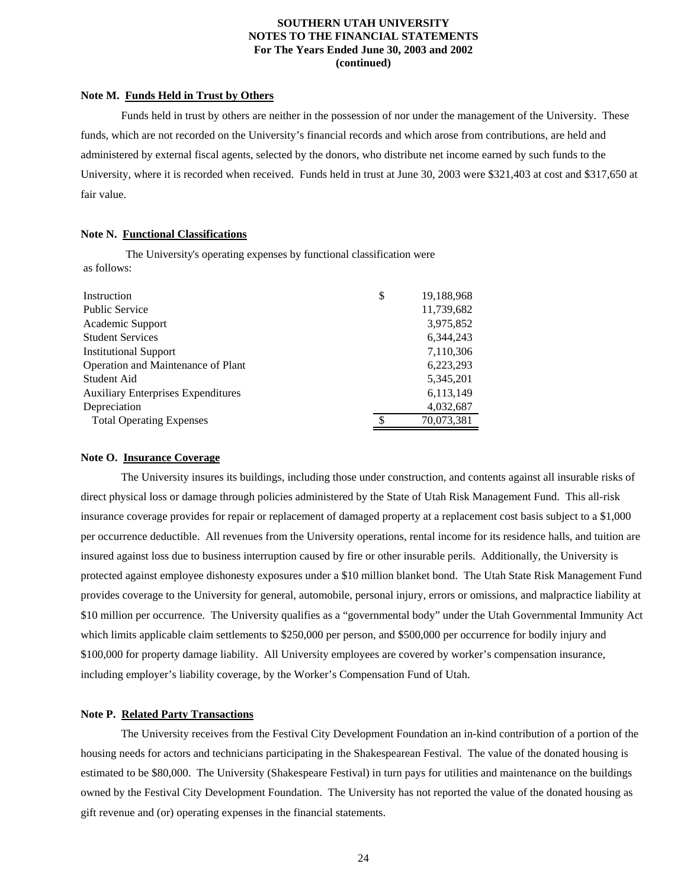**SOUTHERN UTAH UNIVERSITY**
**NOTES TO THE FINANCIAL STATEMENTS**
**For The Years Ended June 30, 2003 and 2002**
**(continued)**

### Note M. Funds Held in Trust by Others

Funds held in trust by others are neither in the possession of nor under the management of the University. These funds, which are not recorded on the University's financial records and which arose from contributions, are held and administered by external fiscal agents, selected by the donors, who distribute net income earned by such funds to the University, where it is recorded when received. Funds held in trust at June 30, 2003 were $321,403 at cost and $317,650 at fair value.

### Note N. Functional Classifications

The University's operating expenses by functional classification were as follows:

| | | |
|---|---|---|
| Instruction | $ | 19,188,968 |
| Public Service | | 11,739,682 |
| Academic Support | | 3,975,852 |
| Student Services | | 6,344,243 |
| Institutional Support | | 7,110,306 |
| Operation and Maintenance of Plant | | 6,223,293 |
| Student Aid | | 5,345,201 |
| Auxiliary Enterprises Expenditures | | 6,113,149 |
| Depreciation | | 4,032,687 |
| Total Operating Expenses | $ | 70,073,381 |

### Note O. Insurance Coverage

The University insures its buildings, including those under construction, and contents against all insurable risks of direct physical loss or damage through policies administered by the State of Utah Risk Management Fund. This all-risk insurance coverage provides for repair or replacement of damaged property at a replacement cost basis subject to a $1,000 per occurrence deductible. All revenues from the University operations, rental income for its residence halls, and tuition are insured against loss due to business interruption caused by fire or other insurable perils. Additionally, the University is protected against employee dishonesty exposures under a $10 million blanket bond. The Utah State Risk Management Fund provides coverage to the University for general, automobile, personal injury, errors or omissions, and malpractice liability at $10 million per occurrence. The University qualifies as a "governmental body" under the Utah Governmental Immunity Act which limits applicable claim settlements to $250,000 per person, and $500,000 per occurrence for bodily injury and $100,000 for property damage liability. All University employees are covered by worker's compensation insurance, including employer's liability coverage, by the Worker's Compensation Fund of Utah.

### Note P. Related Party Transactions

The University receives from the Festival City Development Foundation an in-kind contribution of a portion of the housing needs for actors and technicians participating in the Shakespearean Festival. The value of the donated housing is estimated to be $80,000. The University (Shakespeare Festival) in turn pays for utilities and maintenance on the buildings owned by the Festival City Development Foundation. The University has not reported the value of the donated housing as gift revenue and (or) operating expenses in the financial statements.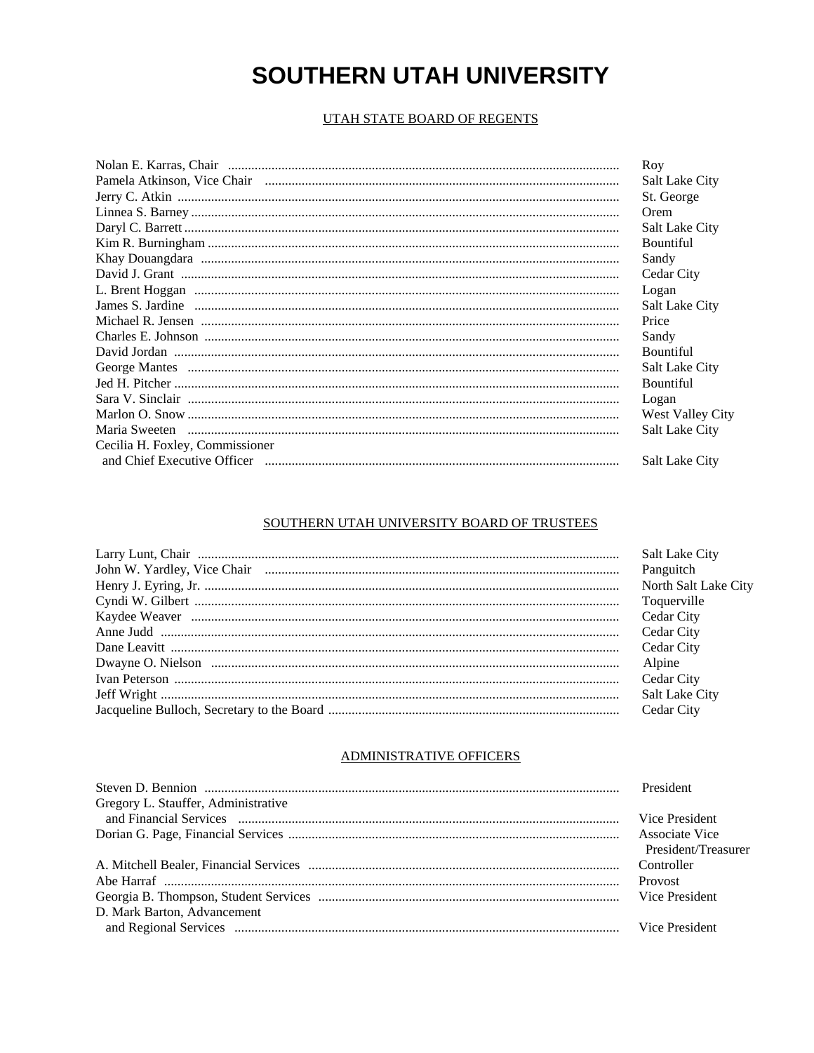# SOUTHERN UTAH UNIVERSITY

## UTAH STATE BOARD OF REGENTS

| Name | Location |
|---|---|
| Nolan E. Karras, Chair | Roy |
| Pamela Atkinson, Vice Chair | Salt Lake City |
| Jerry C. Atkin | St. George |
| Linnea S. Barney | Orem |
| Daryl C. Barrett | Salt Lake City |
| Kim R. Burningham | Bountiful |
| Khay Douangdara | Sandy |
| David J. Grant | Cedar City |
| L. Brent Hoggan | Logan |
| James S. Jardine | Salt Lake City |
| Michael R. Jensen | Price |
| Charles E. Johnson | Sandy |
| David Jordan | Bountiful |
| George Mantes | Salt Lake City |
| Jed H. Pitcher | Bountiful |
| Sara V. Sinclair | Logan |
| Marlon O. Snow | West Valley City |
| Maria Sweeten | Salt Lake City |
| Cecilia H. Foxley, Commissioner and Chief Executive Officer | Salt Lake City |

## SOUTHERN UTAH UNIVERSITY BOARD OF TRUSTEES

| Name | Location |
|---|---|
| Larry Lunt, Chair | Salt Lake City |
| John W. Yardley, Vice Chair | Panguitch |
| Henry J. Eyring, Jr. | North Salt Lake City |
| Cyndi W. Gilbert | Toquerville |
| Kaydee Weaver | Cedar City |
| Anne Judd | Cedar City |
| Dane Leavitt | Cedar City |
| Dwayne O. Nielson | Alpine |
| Ivan Peterson | Cedar City |
| Jeff Wright | Salt Lake City |
| Jacqueline Bulloch, Secretary to the Board | Cedar City |

## ADMINISTRATIVE OFFICERS

| Name | Title |
|---|---|
| Steven D. Bennion | President |
| Gregory L. Stauffer, Administrative and Financial Services | Vice President |
| Dorian G. Page, Financial Services | Associate Vice President/Treasurer |
| A. Mitchell Bealer, Financial Services | Controller |
| Abe Harraf | Provost |
| Georgia B. Thompson, Student Services | Vice President |
| D. Mark Barton, Advancement and Regional Services | Vice President |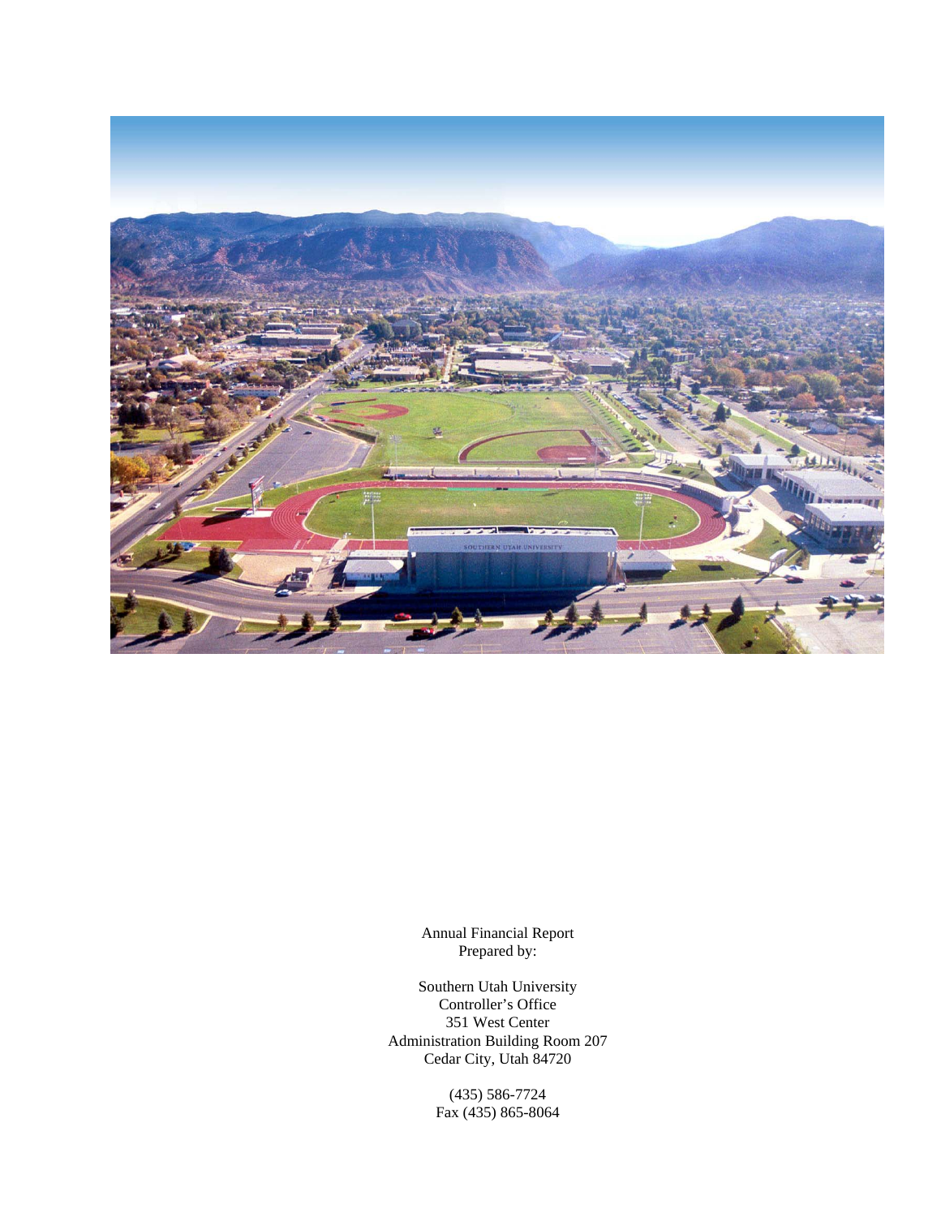Annual Financial Report
Prepared by:

Southern Utah University
Controller's Office
351 West Center
Administration Building Room 207
Cedar City, Utah 84720

(435) 586-7724
Fax (435) 865-8064